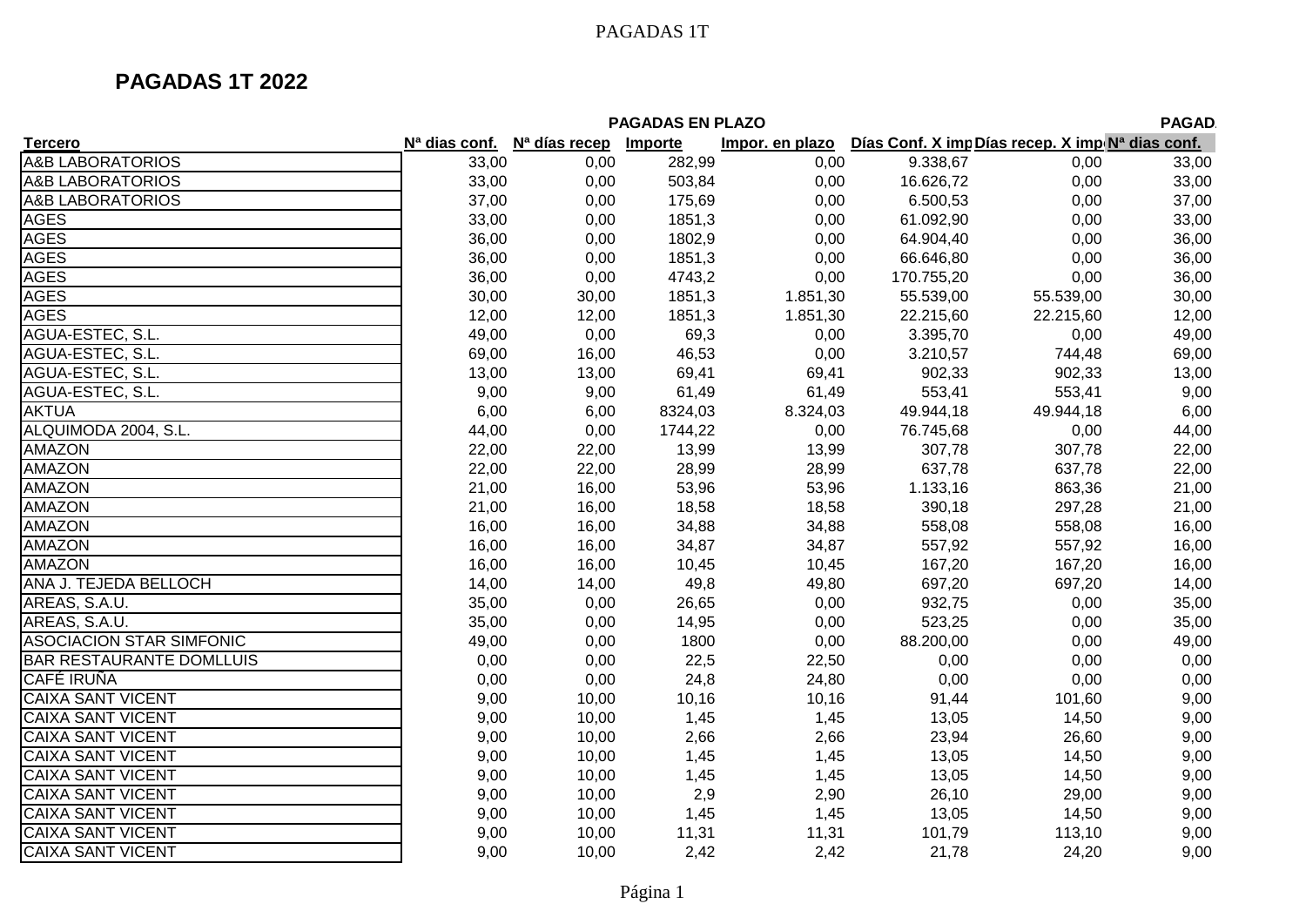## PAGADAS 1T 2022

| Tercero | PAGADAS EN PLAZO | | | | | | PAGAD. |
|---|---|---|---|---|---|---|---|
| Tercero | Nª dias conf. | Nª días recep | Importe | Impor. en plazo | Días Conf. X imp | Días recep. X imp | Nª dias conf. |
| A&B LABORATORIOS | 33,00 | 0,00 | 282,99 | 0,00 | 9.338,67 | 0,00 | 33,00 |
| A&B LABORATORIOS | 33,00 | 0,00 | 503,84 | 0,00 | 16.626,72 | 0,00 | 33,00 |
| A&B LABORATORIOS | 37,00 | 0,00 | 175,69 | 0,00 | 6.500,53 | 0,00 | 37,00 |
| AGES | 33,00 | 0,00 | 1851,3 | 0,00 | 61.092,90 | 0,00 | 33,00 |
| AGES | 36,00 | 0,00 | 1802,9 | 0,00 | 64.904,40 | 0,00 | 36,00 |
| AGES | 36,00 | 0,00 | 1851,3 | 0,00 | 66.646,80 | 0,00 | 36,00 |
| AGES | 36,00 | 0,00 | 4743,2 | 0,00 | 170.755,20 | 0,00 | 36,00 |
| AGES | 30,00 | 30,00 | 1851,3 | 1.851,30 | 55.539,00 | 55.539,00 | 30,00 |
| AGES | 12,00 | 12,00 | 1851,3 | 1.851,30 | 22.215,60 | 22.215,60 | 12,00 |
| AGUA-ESTEC, S.L. | 49,00 | 0,00 | 69,3 | 0,00 | 3.395,70 | 0,00 | 49,00 |
| AGUA-ESTEC, S.L. | 69,00 | 16,00 | 46,53 | 0,00 | 3.210,57 | 744,48 | 69,00 |
| AGUA-ESTEC, S.L. | 13,00 | 13,00 | 69,41 | 69,41 | 902,33 | 902,33 | 13,00 |
| AGUA-ESTEC, S.L. | 9,00 | 9,00 | 61,49 | 61,49 | 553,41 | 553,41 | 9,00 |
| AKTUA | 6,00 | 6,00 | 8324,03 | 8.324,03 | 49.944,18 | 49.944,18 | 6,00 |
| ALQUIMODA 2004, S.L. | 44,00 | 0,00 | 1744,22 | 0,00 | 76.745,68 | 0,00 | 44,00 |
| AMAZON | 22,00 | 22,00 | 13,99 | 13,99 | 307,78 | 307,78 | 22,00 |
| AMAZON | 22,00 | 22,00 | 28,99 | 28,99 | 637,78 | 637,78 | 22,00 |
| AMAZON | 21,00 | 16,00 | 53,96 | 53,96 | 1.133,16 | 863,36 | 21,00 |
| AMAZON | 21,00 | 16,00 | 18,58 | 18,58 | 390,18 | 297,28 | 21,00 |
| AMAZON | 16,00 | 16,00 | 34,88 | 34,88 | 558,08 | 558,08 | 16,00 |
| AMAZON | 16,00 | 16,00 | 34,87 | 34,87 | 557,92 | 557,92 | 16,00 |
| AMAZON | 16,00 | 16,00 | 10,45 | 10,45 | 167,20 | 167,20 | 16,00 |
| ANA J. TEJEDA BELLOCH | 14,00 | 14,00 | 49,8 | 49,80 | 697,20 | 697,20 | 14,00 |
| AREAS, S.A.U. | 35,00 | 0,00 | 26,65 | 0,00 | 932,75 | 0,00 | 35,00 |
| AREAS, S.A.U. | 35,00 | 0,00 | 14,95 | 0,00 | 523,25 | 0,00 | 35,00 |
| ASOCIACION STAR SIMFONIC | 49,00 | 0,00 | 1800 | 0,00 | 88.200,00 | 0,00 | 49,00 |
| BAR RESTAURANTE DOMLLUIS | 0,00 | 0,00 | 22,5 | 22,50 | 0,00 | 0,00 | 0,00 |
| CAFÉ IRUÑA | 0,00 | 0,00 | 24,8 | 24,80 | 0,00 | 0,00 | 0,00 |
| CAIXA SANT VICENT | 9,00 | 10,00 | 10,16 | 10,16 | 91,44 | 101,60 | 9,00 |
| CAIXA SANT VICENT | 9,00 | 10,00 | 1,45 | 1,45 | 13,05 | 14,50 | 9,00 |
| CAIXA SANT VICENT | 9,00 | 10,00 | 2,66 | 2,66 | 23,94 | 26,60 | 9,00 |
| CAIXA SANT VICENT | 9,00 | 10,00 | 1,45 | 1,45 | 13,05 | 14,50 | 9,00 |
| CAIXA SANT VICENT | 9,00 | 10,00 | 1,45 | 1,45 | 13,05 | 14,50 | 9,00 |
| CAIXA SANT VICENT | 9,00 | 10,00 | 2,9 | 2,90 | 26,10 | 29,00 | 9,00 |
| CAIXA SANT VICENT | 9,00 | 10,00 | 1,45 | 1,45 | 13,05 | 14,50 | 9,00 |
| CAIXA SANT VICENT | 9,00 | 10,00 | 11,31 | 11,31 | 101,79 | 113,10 | 9,00 |
| CAIXA SANT VICENT | 9,00 | 10,00 | 2,42 | 2,42 | 21,78 | 24,20 | 9,00 |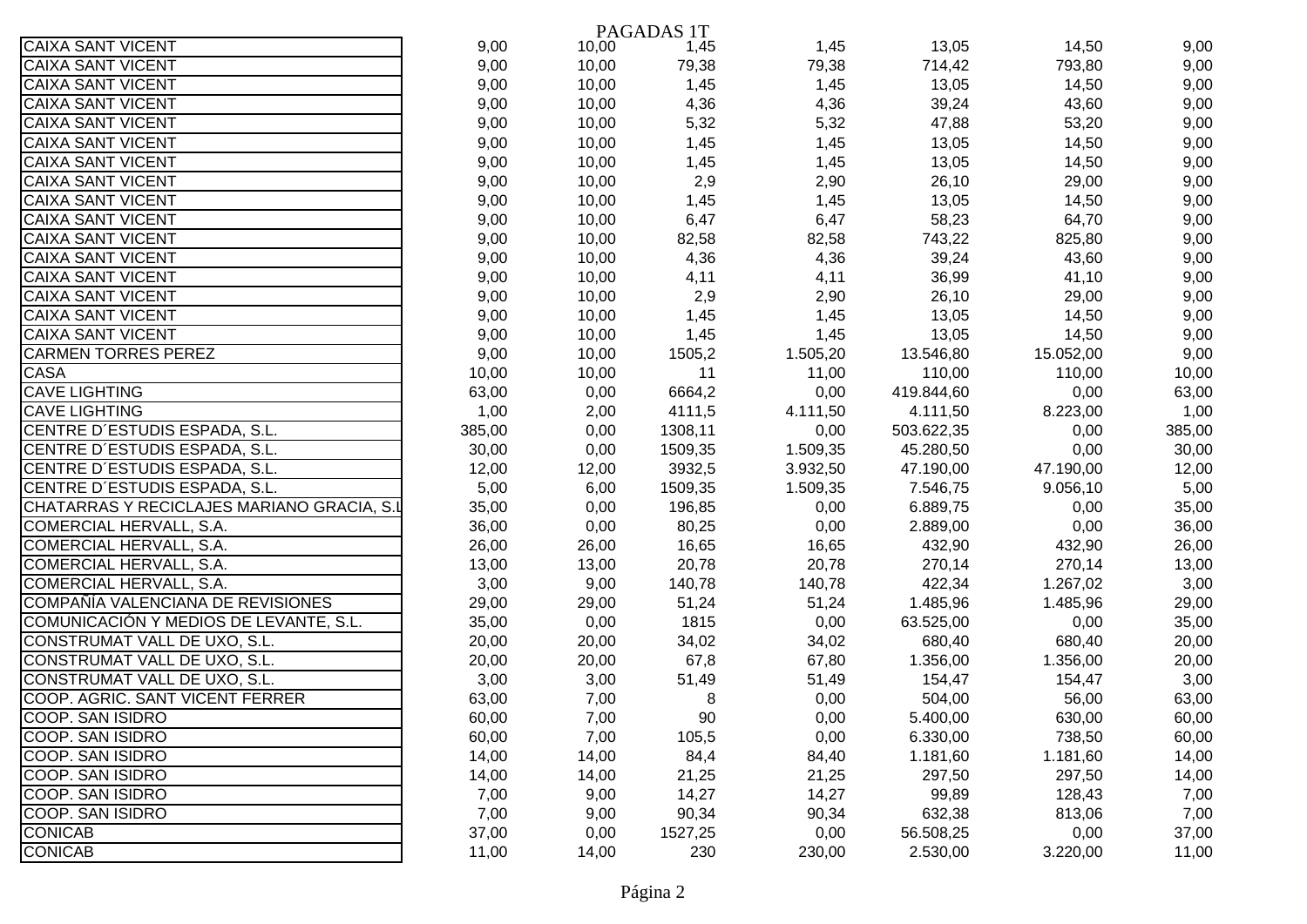PAGADAS 1T

| | | | | | | | |
|---|---|---|---|---|---|---|---|
| CAIXA SANT VICENT | 9,00 | 10,00 | 1,45 | 1,45 | 13,05 | 14,50 | 9,00 |
| CAIXA SANT VICENT | 9,00 | 10,00 | 79,38 | 79,38 | 714,42 | 793,80 | 9,00 |
| CAIXA SANT VICENT | 9,00 | 10,00 | 1,45 | 1,45 | 13,05 | 14,50 | 9,00 |
| CAIXA SANT VICENT | 9,00 | 10,00 | 4,36 | 4,36 | 39,24 | 43,60 | 9,00 |
| CAIXA SANT VICENT | 9,00 | 10,00 | 5,32 | 5,32 | 47,88 | 53,20 | 9,00 |
| CAIXA SANT VICENT | 9,00 | 10,00 | 1,45 | 1,45 | 13,05 | 14,50 | 9,00 |
| CAIXA SANT VICENT | 9,00 | 10,00 | 1,45 | 1,45 | 13,05 | 14,50 | 9,00 |
| CAIXA SANT VICENT | 9,00 | 10,00 | 2,9 | 2,90 | 26,10 | 29,00 | 9,00 |
| CAIXA SANT VICENT | 9,00 | 10,00 | 1,45 | 1,45 | 13,05 | 14,50 | 9,00 |
| CAIXA SANT VICENT | 9,00 | 10,00 | 6,47 | 6,47 | 58,23 | 64,70 | 9,00 |
| CAIXA SANT VICENT | 9,00 | 10,00 | 82,58 | 82,58 | 743,22 | 825,80 | 9,00 |
| CAIXA SANT VICENT | 9,00 | 10,00 | 4,36 | 4,36 | 39,24 | 43,60 | 9,00 |
| CAIXA SANT VICENT | 9,00 | 10,00 | 4,11 | 4,11 | 36,99 | 41,10 | 9,00 |
| CAIXA SANT VICENT | 9,00 | 10,00 | 2,9 | 2,90 | 26,10 | 29,00 | 9,00 |
| CAIXA SANT VICENT | 9,00 | 10,00 | 1,45 | 1,45 | 13,05 | 14,50 | 9,00 |
| CAIXA SANT VICENT | 9,00 | 10,00 | 1,45 | 1,45 | 13,05 | 14,50 | 9,00 |
| CARMEN TORRES PEREZ | 9,00 | 10,00 | 1505,2 | 1.505,20 | 13.546,80 | 15.052,00 | 9,00 |
| CASA | 10,00 | 10,00 | 11 | 11,00 | 110,00 | 110,00 | 10,00 |
| CAVE LIGHTING | 63,00 | 0,00 | 6664,2 | 0,00 | 419.844,60 | 0,00 | 63,00 |
| CAVE LIGHTING | 1,00 | 2,00 | 4111,5 | 4.111,50 | 4.111,50 | 8.223,00 | 1,00 |
| CENTRE D´ESTUDIS ESPADA, S.L. | 385,00 | 0,00 | 1308,11 | 0,00 | 503.622,35 | 0,00 | 385,00 |
| CENTRE D´ESTUDIS ESPADA, S.L. | 30,00 | 0,00 | 1509,35 | 1.509,35 | 45.280,50 | 0,00 | 30,00 |
| CENTRE D´ESTUDIS ESPADA, S.L. | 12,00 | 12,00 | 3932,5 | 3.932,50 | 47.190,00 | 47.190,00 | 12,00 |
| CENTRE D´ESTUDIS ESPADA, S.L. | 5,00 | 6,00 | 1509,35 | 1.509,35 | 7.546,75 | 9.056,10 | 5,00 |
| CHATARRAS Y RECICLAJES MARIANO GRACIA, S.L | 35,00 | 0,00 | 196,85 | 0,00 | 6.889,75 | 0,00 | 35,00 |
| COMERCIAL HERVALL, S.A. | 36,00 | 0,00 | 80,25 | 0,00 | 2.889,00 | 0,00 | 36,00 |
| COMERCIAL HERVALL, S.A. | 26,00 | 26,00 | 16,65 | 16,65 | 432,90 | 432,90 | 26,00 |
| COMERCIAL HERVALL, S.A. | 13,00 | 13,00 | 20,78 | 20,78 | 270,14 | 270,14 | 13,00 |
| COMERCIAL HERVALL, S.A. | 3,00 | 9,00 | 140,78 | 140,78 | 422,34 | 1.267,02 | 3,00 |
| COMPAÑÍA VALENCIANA DE REVISIONES | 29,00 | 29,00 | 51,24 | 51,24 | 1.485,96 | 1.485,96 | 29,00 |
| COMUNICACIÓN Y MEDIOS DE LEVANTE, S.L. | 35,00 | 0,00 | 1815 | 0,00 | 63.525,00 | 0,00 | 35,00 |
| CONSTRUMAT VALL DE UXO, S.L. | 20,00 | 20,00 | 34,02 | 34,02 | 680,40 | 680,40 | 20,00 |
| CONSTRUMAT VALL DE UXO, S.L. | 20,00 | 20,00 | 67,8 | 67,80 | 1.356,00 | 1.356,00 | 20,00 |
| CONSTRUMAT VALL DE UXO, S.L. | 3,00 | 3,00 | 51,49 | 51,49 | 154,47 | 154,47 | 3,00 |
| COOP. AGRIC. SANT VICENT FERRER | 63,00 | 7,00 | 8 | 0,00 | 504,00 | 56,00 | 63,00 |
| COOP. SAN ISIDRO | 60,00 | 7,00 | 90 | 0,00 | 5.400,00 | 630,00 | 60,00 |
| COOP. SAN ISIDRO | 60,00 | 7,00 | 105,5 | 0,00 | 6.330,00 | 738,50 | 60,00 |
| COOP. SAN ISIDRO | 14,00 | 14,00 | 84,4 | 84,40 | 1.181,60 | 1.181,60 | 14,00 |
| COOP. SAN ISIDRO | 14,00 | 14,00 | 21,25 | 21,25 | 297,50 | 297,50 | 14,00 |
| COOP. SAN ISIDRO | 7,00 | 9,00 | 14,27 | 14,27 | 99,89 | 128,43 | 7,00 |
| COOP. SAN ISIDRO | 7,00 | 9,00 | 90,34 | 90,34 | 632,38 | 813,06 | 7,00 |
| CONICAB | 37,00 | 0,00 | 1527,25 | 0,00 | 56.508,25 | 0,00 | 37,00 |
| CONICAB | 11,00 | 14,00 | 230 | 230,00 | 2.530,00 | 3.220,00 | 11,00 |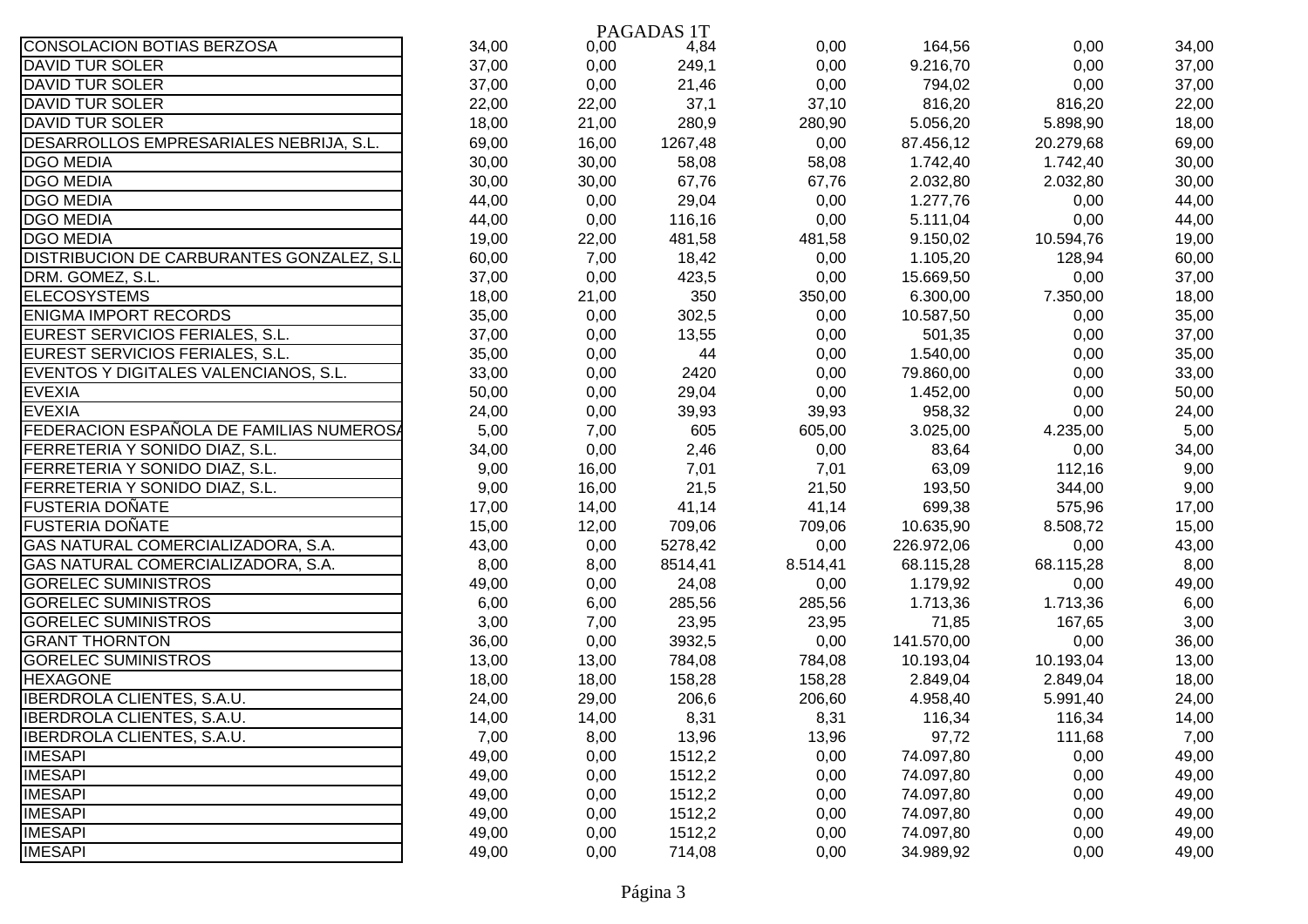PAGADAS 1T

| | | | | | | | |
|---|---|---|---|---|---|---|---|
| CONSOLACION BOTIAS BERZOSA | 34,00 | 0,00 | 4,84 | 0,00 | 164,56 | 0,00 | 34,00 |
| DAVID TUR SOLER | 37,00 | 0,00 | 249,1 | 0,00 | 9.216,70 | 0,00 | 37,00 |
| DAVID TUR SOLER | 37,00 | 0,00 | 21,46 | 0,00 | 794,02 | 0,00 | 37,00 |
| DAVID TUR SOLER | 22,00 | 22,00 | 37,1 | 37,10 | 816,20 | 816,20 | 22,00 |
| DAVID TUR SOLER | 18,00 | 21,00 | 280,9 | 280,90 | 5.056,20 | 5.898,90 | 18,00 |
| DESARROLLOS EMPRESARIALES NEBRIJA, S.L. | 69,00 | 16,00 | 1267,48 | 0,00 | 87.456,12 | 20.279,68 | 69,00 |
| DGO MEDIA | 30,00 | 30,00 | 58,08 | 58,08 | 1.742,40 | 1.742,40 | 30,00 |
| DGO MEDIA | 30,00 | 30,00 | 67,76 | 67,76 | 2.032,80 | 2.032,80 | 30,00 |
| DGO MEDIA | 44,00 | 0,00 | 29,04 | 0,00 | 1.277,76 | 0,00 | 44,00 |
| DGO MEDIA | 44,00 | 0,00 | 116,16 | 0,00 | 5.111,04 | 0,00 | 44,00 |
| DGO MEDIA | 19,00 | 22,00 | 481,58 | 481,58 | 9.150,02 | 10.594,76 | 19,00 |
| DISTRIBUCION DE CARBURANTES GONZALEZ, S.L | 60,00 | 7,00 | 18,42 | 0,00 | 1.105,20 | 128,94 | 60,00 |
| DRM. GOMEZ, S.L. | 37,00 | 0,00 | 423,5 | 0,00 | 15.669,50 | 0,00 | 37,00 |
| ELECOSYSTEMS | 18,00 | 21,00 | 350 | 350,00 | 6.300,00 | 7.350,00 | 18,00 |
| ENIGMA IMPORT RECORDS | 35,00 | 0,00 | 302,5 | 0,00 | 10.587,50 | 0,00 | 35,00 |
| EUREST SERVICIOS FERIALES, S.L. | 37,00 | 0,00 | 13,55 | 0,00 | 501,35 | 0,00 | 37,00 |
| EUREST SERVICIOS FERIALES, S.L. | 35,00 | 0,00 | 44 | 0,00 | 1.540,00 | 0,00 | 35,00 |
| EVENTOS Y DIGITALES VALENCIANOS, S.L. | 33,00 | 0,00 | 2420 | 0,00 | 79.860,00 | 0,00 | 33,00 |
| EVEXIA | 50,00 | 0,00 | 29,04 | 0,00 | 1.452,00 | 0,00 | 50,00 |
| EVEXIA | 24,00 | 0,00 | 39,93 | 39,93 | 958,32 | 0,00 | 24,00 |
| FEDERACION ESPAÑOLA DE FAMILIAS NUMEROSA | 5,00 | 7,00 | 605 | 605,00 | 3.025,00 | 4.235,00 | 5,00 |
| FERRETERIA Y SONIDO DIAZ, S.L. | 34,00 | 0,00 | 2,46 | 0,00 | 83,64 | 0,00 | 34,00 |
| FERRETERIA Y SONIDO DIAZ, S.L. | 9,00 | 16,00 | 7,01 | 7,01 | 63,09 | 112,16 | 9,00 |
| FERRETERIA Y SONIDO DIAZ, S.L. | 9,00 | 16,00 | 21,5 | 21,50 | 193,50 | 344,00 | 9,00 |
| FUSTERIA DOÑATE | 17,00 | 14,00 | 41,14 | 41,14 | 699,38 | 575,96 | 17,00 |
| FUSTERIA DOÑATE | 15,00 | 12,00 | 709,06 | 709,06 | 10.635,90 | 8.508,72 | 15,00 |
| GAS NATURAL COMERCIALIZADORA, S.A. | 43,00 | 0,00 | 5278,42 | 0,00 | 226.972,06 | 0,00 | 43,00 |
| GAS NATURAL COMERCIALIZADORA, S.A. | 8,00 | 8,00 | 8514,41 | 8.514,41 | 68.115,28 | 68.115,28 | 8,00 |
| GORELEC SUMINISTROS | 49,00 | 0,00 | 24,08 | 0,00 | 1.179,92 | 0,00 | 49,00 |
| GORELEC SUMINISTROS | 6,00 | 6,00 | 285,56 | 285,56 | 1.713,36 | 1.713,36 | 6,00 |
| GORELEC SUMINISTROS | 3,00 | 7,00 | 23,95 | 23,95 | 71,85 | 167,65 | 3,00 |
| GRANT THORNTON | 36,00 | 0,00 | 3932,5 | 0,00 | 141.570,00 | 0,00 | 36,00 |
| GORELEC SUMINISTROS | 13,00 | 13,00 | 784,08 | 784,08 | 10.193,04 | 10.193,04 | 13,00 |
| HEXAGONE | 18,00 | 18,00 | 158,28 | 158,28 | 2.849,04 | 2.849,04 | 18,00 |
| IBERDROLA CLIENTES, S.A.U. | 24,00 | 29,00 | 206,6 | 206,60 | 4.958,40 | 5.991,40 | 24,00 |
| IBERDROLA CLIENTES, S.A.U. | 14,00 | 14,00 | 8,31 | 8,31 | 116,34 | 116,34 | 14,00 |
| IBERDROLA CLIENTES, S.A.U. | 7,00 | 8,00 | 13,96 | 13,96 | 97,72 | 111,68 | 7,00 |
| IMESAPI | 49,00 | 0,00 | 1512,2 | 0,00 | 74.097,80 | 0,00 | 49,00 |
| IMESAPI | 49,00 | 0,00 | 1512,2 | 0,00 | 74.097,80 | 0,00 | 49,00 |
| IMESAPI | 49,00 | 0,00 | 1512,2 | 0,00 | 74.097,80 | 0,00 | 49,00 |
| IMESAPI | 49,00 | 0,00 | 1512,2 | 0,00 | 74.097,80 | 0,00 | 49,00 |
| IMESAPI | 49,00 | 0,00 | 1512,2 | 0,00 | 74.097,80 | 0,00 | 49,00 |
| IMESAPI | 49,00 | 0,00 | 714,08 | 0,00 | 34.989,92 | 0,00 | 49,00 |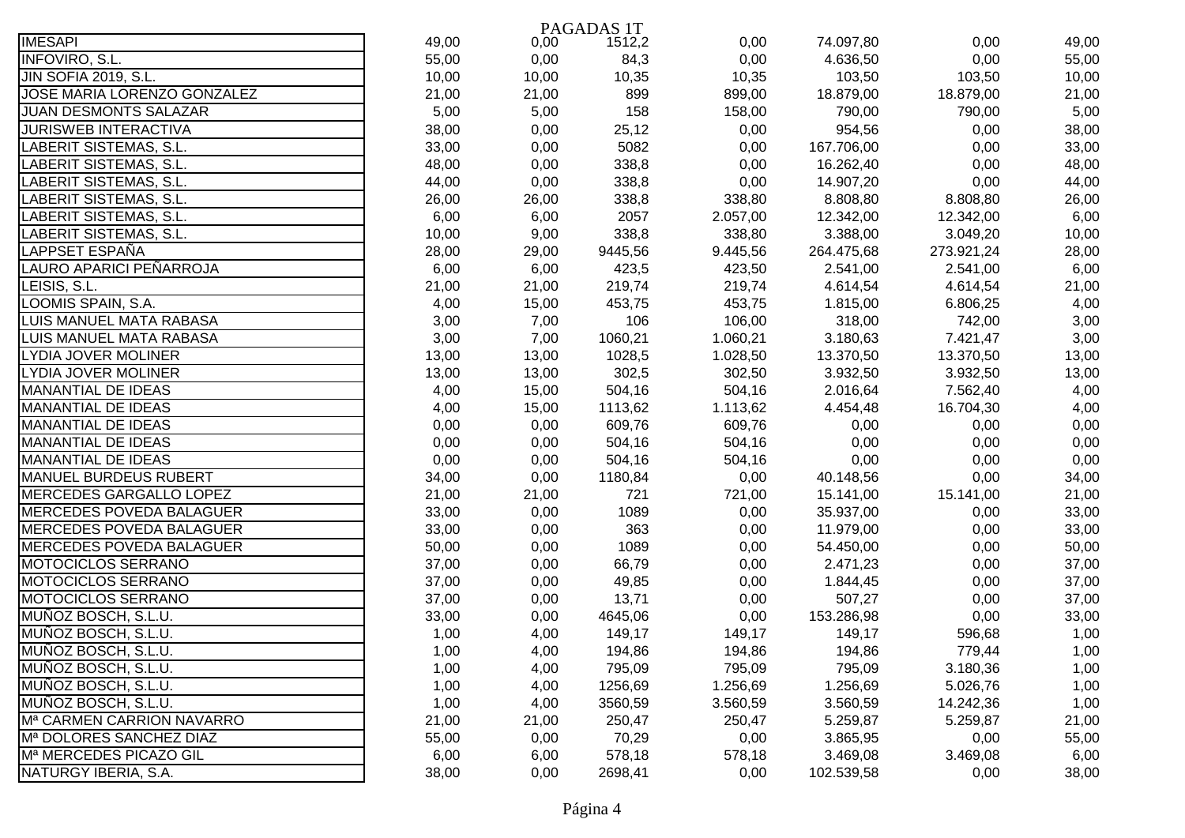PAGADAS 1T

| | | | | | | | |
|---|---|---|---|---|---|---|---|
| IMESAPI | 49,00 | 0,00 | 1512,2 | 0,00 | 74.097,80 | 0,00 | 49,00 |
| INFOVIRO, S.L. | 55,00 | 0,00 | 84,3 | 0,00 | 4.636,50 | 0,00 | 55,00 |
| JIN SOFIA 2019, S.L. | 10,00 | 10,00 | 10,35 | 10,35 | 103,50 | 103,50 | 10,00 |
| JOSE MARIA LORENZO GONZALEZ | 21,00 | 21,00 | 899 | 899,00 | 18.879,00 | 18.879,00 | 21,00 |
| JUAN DESMONTS SALAZAR | 5,00 | 5,00 | 158 | 158,00 | 790,00 | 790,00 | 5,00 |
| JURISWEB INTERACTIVA | 38,00 | 0,00 | 25,12 | 0,00 | 954,56 | 0,00 | 38,00 |
| LABERIT SISTEMAS, S.L. | 33,00 | 0,00 | 5082 | 0,00 | 167.706,00 | 0,00 | 33,00 |
| LABERIT SISTEMAS, S.L. | 48,00 | 0,00 | 338,8 | 0,00 | 16.262,40 | 0,00 | 48,00 |
| LABERIT SISTEMAS, S.L. | 44,00 | 0,00 | 338,8 | 0,00 | 14.907,20 | 0,00 | 44,00 |
| LABERIT SISTEMAS, S.L. | 26,00 | 26,00 | 338,8 | 338,80 | 8.808,80 | 8.808,80 | 26,00 |
| LABERIT SISTEMAS, S.L. | 6,00 | 6,00 | 2057 | 2.057,00 | 12.342,00 | 12.342,00 | 6,00 |
| LABERIT SISTEMAS, S.L. | 10,00 | 9,00 | 338,8 | 338,80 | 3.388,00 | 3.049,20 | 10,00 |
| LAPPSET ESPAÑA | 28,00 | 29,00 | 9445,56 | 9.445,56 | 264.475,68 | 273.921,24 | 28,00 |
| LAURO APARICI PEÑARROJA | 6,00 | 6,00 | 423,5 | 423,50 | 2.541,00 | 2.541,00 | 6,00 |
| LEISIS, S.L. | 21,00 | 21,00 | 219,74 | 219,74 | 4.614,54 | 4.614,54 | 21,00 |
| LOOMIS SPAIN, S.A. | 4,00 | 15,00 | 453,75 | 453,75 | 1.815,00 | 6.806,25 | 4,00 |
| LUIS MANUEL MATA RABASA | 3,00 | 7,00 | 106 | 106,00 | 318,00 | 742,00 | 3,00 |
| LUIS MANUEL MATA RABASA | 3,00 | 7,00 | 1060,21 | 1.060,21 | 3.180,63 | 7.421,47 | 3,00 |
| LYDIA JOVER MOLINER | 13,00 | 13,00 | 1028,5 | 1.028,50 | 13.370,50 | 13.370,50 | 13,00 |
| LYDIA JOVER MOLINER | 13,00 | 13,00 | 302,5 | 302,50 | 3.932,50 | 3.932,50 | 13,00 |
| MANANTIAL DE IDEAS | 4,00 | 15,00 | 504,16 | 504,16 | 2.016,64 | 7.562,40 | 4,00 |
| MANANTIAL DE IDEAS | 4,00 | 15,00 | 1113,62 | 1.113,62 | 4.454,48 | 16.704,30 | 4,00 |
| MANANTIAL DE IDEAS | 0,00 | 0,00 | 609,76 | 609,76 | 0,00 | 0,00 | 0,00 |
| MANANTIAL DE IDEAS | 0,00 | 0,00 | 504,16 | 504,16 | 0,00 | 0,00 | 0,00 |
| MANANTIAL DE IDEAS | 0,00 | 0,00 | 504,16 | 504,16 | 0,00 | 0,00 | 0,00 |
| MANUEL BURDEUS RUBERT | 34,00 | 0,00 | 1180,84 | 0,00 | 40.148,56 | 0,00 | 34,00 |
| MERCEDES GARGALLO LOPEZ | 21,00 | 21,00 | 721 | 721,00 | 15.141,00 | 15.141,00 | 21,00 |
| MERCEDES POVEDA BALAGUER | 33,00 | 0,00 | 1089 | 0,00 | 35.937,00 | 0,00 | 33,00 |
| MERCEDES POVEDA BALAGUER | 33,00 | 0,00 | 363 | 0,00 | 11.979,00 | 0,00 | 33,00 |
| MERCEDES POVEDA BALAGUER | 50,00 | 0,00 | 1089 | 0,00 | 54.450,00 | 0,00 | 50,00 |
| MOTOCICLOS SERRANO | 37,00 | 0,00 | 66,79 | 0,00 | 2.471,23 | 0,00 | 37,00 |
| MOTOCICLOS SERRANO | 37,00 | 0,00 | 49,85 | 0,00 | 1.844,45 | 0,00 | 37,00 |
| MOTOCICLOS SERRANO | 37,00 | 0,00 | 13,71 | 0,00 | 507,27 | 0,00 | 37,00 |
| MUÑOZ BOSCH, S.L.U. | 33,00 | 0,00 | 4645,06 | 0,00 | 153.286,98 | 0,00 | 33,00 |
| MUÑOZ BOSCH, S.L.U. | 1,00 | 4,00 | 149,17 | 149,17 | 149,17 | 596,68 | 1,00 |
| MUÑOZ BOSCH, S.L.U. | 1,00 | 4,00 | 194,86 | 194,86 | 194,86 | 779,44 | 1,00 |
| MUÑOZ BOSCH, S.L.U. | 1,00 | 4,00 | 795,09 | 795,09 | 795,09 | 3.180,36 | 1,00 |
| MUÑOZ BOSCH, S.L.U. | 1,00 | 4,00 | 1256,69 | 1.256,69 | 1.256,69 | 5.026,76 | 1,00 |
| MUÑOZ BOSCH, S.L.U. | 1,00 | 4,00 | 3560,59 | 3.560,59 | 3.560,59 | 14.242,36 | 1,00 |
| Mª CARMEN CARRION NAVARRO | 21,00 | 21,00 | 250,47 | 250,47 | 5.259,87 | 5.259,87 | 21,00 |
| Mª DOLORES SANCHEZ DIAZ | 55,00 | 0,00 | 70,29 | 0,00 | 3.865,95 | 0,00 | 55,00 |
| Mª MERCEDES PICAZO GIL | 6,00 | 6,00 | 578,18 | 578,18 | 3.469,08 | 3.469,08 | 6,00 |
| NATURGY IBERIA, S.A. | 38,00 | 0,00 | 2698,41 | 0,00 | 102.539,58 | 0,00 | 38,00 |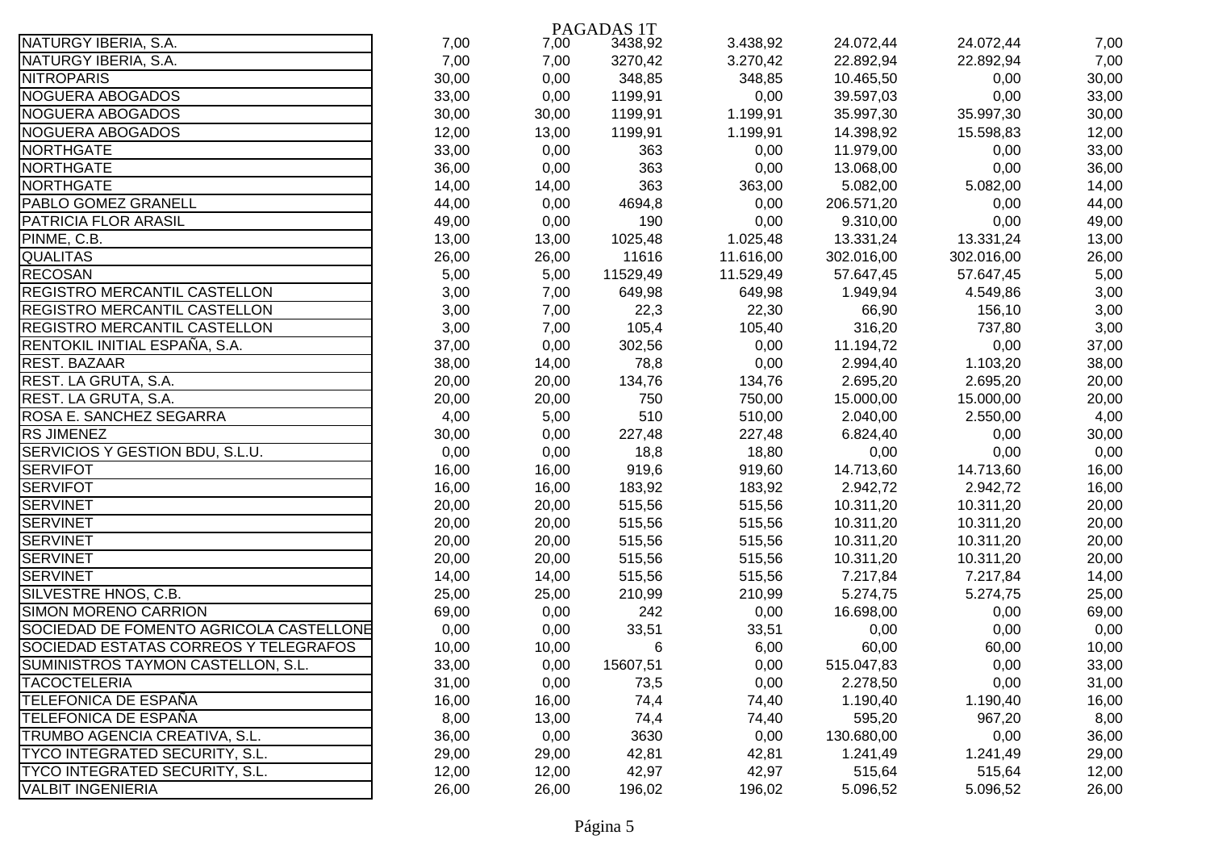PAGADAS 1T

| | | | | | | | |
|---|---|---|---|---|---|---|---|
| NATURGY IBERIA, S.A. | 7,00 | 7,00 | 3438,92 | 3.438,92 | 24.072,44 | 24.072,44 | 7,00 |
| NATURGY IBERIA, S.A. | 7,00 | 7,00 | 3270,42 | 3.270,42 | 22.892,94 | 22.892,94 | 7,00 |
| NITROPARIS | 30,00 | 0,00 | 348,85 | 348,85 | 10.465,50 | 0,00 | 30,00 |
| NOGUERA ABOGADOS | 33,00 | 0,00 | 1199,91 | 0,00 | 39.597,03 | 0,00 | 33,00 |
| NOGUERA ABOGADOS | 30,00 | 30,00 | 1199,91 | 1.199,91 | 35.997,30 | 35.997,30 | 30,00 |
| NOGUERA ABOGADOS | 12,00 | 13,00 | 1199,91 | 1.199,91 | 14.398,92 | 15.598,83 | 12,00 |
| NORTHGATE | 33,00 | 0,00 | 363 | 0,00 | 11.979,00 | 0,00 | 33,00 |
| NORTHGATE | 36,00 | 0,00 | 363 | 0,00 | 13.068,00 | 0,00 | 36,00 |
| NORTHGATE | 14,00 | 14,00 | 363 | 363,00 | 5.082,00 | 5.082,00 | 14,00 |
| PABLO GOMEZ GRANELL | 44,00 | 0,00 | 4694,8 | 0,00 | 206.571,20 | 0,00 | 44,00 |
| PATRICIA FLOR ARASIL | 49,00 | 0,00 | 190 | 0,00 | 9.310,00 | 0,00 | 49,00 |
| PINME, C.B. | 13,00 | 13,00 | 1025,48 | 1.025,48 | 13.331,24 | 13.331,24 | 13,00 |
| QUALITAS | 26,00 | 26,00 | 11616 | 11.616,00 | 302.016,00 | 302.016,00 | 26,00 |
| RECOSAN | 5,00 | 5,00 | 11529,49 | 11.529,49 | 57.647,45 | 57.647,45 | 5,00 |
| REGISTRO MERCANTIL CASTELLON | 3,00 | 7,00 | 649,98 | 649,98 | 1.949,94 | 4.549,86 | 3,00 |
| REGISTRO MERCANTIL CASTELLON | 3,00 | 7,00 | 22,3 | 22,30 | 66,90 | 156,10 | 3,00 |
| REGISTRO MERCANTIL CASTELLON | 3,00 | 7,00 | 105,4 | 105,40 | 316,20 | 737,80 | 3,00 |
| RENTOKIL INITIAL ESPAÑA, S.A. | 37,00 | 0,00 | 302,56 | 0,00 | 11.194,72 | 0,00 | 37,00 |
| REST. BAZAAR | 38,00 | 14,00 | 78,8 | 0,00 | 2.994,40 | 1.103,20 | 38,00 |
| REST. LA GRUTA, S.A. | 20,00 | 20,00 | 134,76 | 134,76 | 2.695,20 | 2.695,20 | 20,00 |
| REST. LA GRUTA, S.A. | 20,00 | 20,00 | 750 | 750,00 | 15.000,00 | 15.000,00 | 20,00 |
| ROSA E. SANCHEZ SEGARRA | 4,00 | 5,00 | 510 | 510,00 | 2.040,00 | 2.550,00 | 4,00 |
| RS JIMENEZ | 30,00 | 0,00 | 227,48 | 227,48 | 6.824,40 | 0,00 | 30,00 |
| SERVICIOS Y GESTION BDU, S.L.U. | 0,00 | 0,00 | 18,8 | 18,80 | 0,00 | 0,00 | 0,00 |
| SERVIFOT | 16,00 | 16,00 | 919,6 | 919,60 | 14.713,60 | 14.713,60 | 16,00 |
| SERVIFOT | 16,00 | 16,00 | 183,92 | 183,92 | 2.942,72 | 2.942,72 | 16,00 |
| SERVINET | 20,00 | 20,00 | 515,56 | 515,56 | 10.311,20 | 10.311,20 | 20,00 |
| SERVINET | 20,00 | 20,00 | 515,56 | 515,56 | 10.311,20 | 10.311,20 | 20,00 |
| SERVINET | 20,00 | 20,00 | 515,56 | 515,56 | 10.311,20 | 10.311,20 | 20,00 |
| SERVINET | 20,00 | 20,00 | 515,56 | 515,56 | 10.311,20 | 10.311,20 | 20,00 |
| SERVINET | 14,00 | 14,00 | 515,56 | 515,56 | 7.217,84 | 7.217,84 | 14,00 |
| SILVESTRE HNOS, C.B. | 25,00 | 25,00 | 210,99 | 210,99 | 5.274,75 | 5.274,75 | 25,00 |
| SIMON MORENO CARRION | 69,00 | 0,00 | 242 | 0,00 | 16.698,00 | 0,00 | 69,00 |
| SOCIEDAD DE FOMENTO AGRICOLA CASTELLONE | 0,00 | 0,00 | 33,51 | 33,51 | 0,00 | 0,00 | 0,00 |
| SOCIEDAD ESTATAS CORREOS Y TELEGRAFOS | 10,00 | 10,00 | 6 | 6,00 | 60,00 | 60,00 | 10,00 |
| SUMINISTROS TAYMON CASTELLON, S.L. | 33,00 | 0,00 | 15607,51 | 0,00 | 515.047,83 | 0,00 | 33,00 |
| TACOCTELERIA | 31,00 | 0,00 | 73,5 | 0,00 | 2.278,50 | 0,00 | 31,00 |
| TELEFONICA DE ESPAÑA | 16,00 | 16,00 | 74,4 | 74,40 | 1.190,40 | 1.190,40 | 16,00 |
| TELEFONICA DE ESPAÑA | 8,00 | 13,00 | 74,4 | 74,40 | 595,20 | 967,20 | 8,00 |
| TRUMBO AGENCIA CREATIVA, S.L. | 36,00 | 0,00 | 3630 | 0,00 | 130.680,00 | 0,00 | 36,00 |
| TYCO INTEGRATED SECURITY, S.L. | 29,00 | 29,00 | 42,81 | 42,81 | 1.241,49 | 1.241,49 | 29,00 |
| TYCO INTEGRATED SECURITY, S.L. | 12,00 | 12,00 | 42,97 | 42,97 | 515,64 | 515,64 | 12,00 |
| VALBIT INGENIERIA | 26,00 | 26,00 | 196,02 | 196,02 | 5.096,52 | 5.096,52 | 26,00 |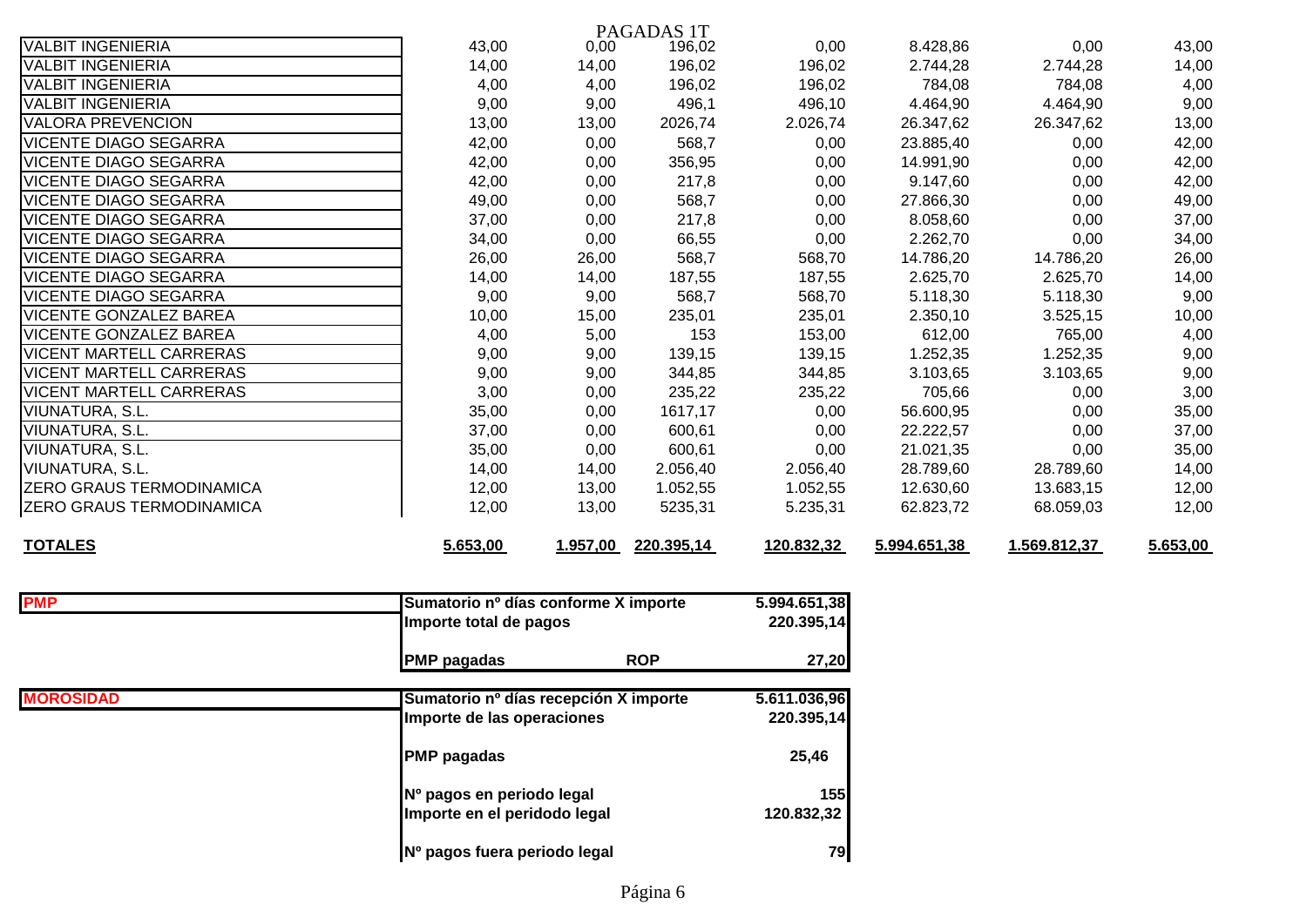| | | | PAGADAS 1T | | | | |
|---|---|---|---|---|---|---|---|
| VALBIT INGENIERIA | 43,00 | 0,00 | 196,02 | 0,00 | 8.428,86 | 0,00 | 43,00 |
| VALBIT INGENIERIA | 14,00 | 14,00 | 196,02 | 196,02 | 2.744,28 | 2.744,28 | 14,00 |
| VALBIT INGENIERIA | 4,00 | 4,00 | 196,02 | 196,02 | 784,08 | 784,08 | 4,00 |
| VALBIT INGENIERIA | 9,00 | 9,00 | 496,1 | 496,10 | 4.464,90 | 4.464,90 | 9,00 |
| VALORA PREVENCION | 13,00 | 13,00 | 2026,74 | 2.026,74 | 26.347,62 | 26.347,62 | 13,00 |
| VICENTE DIAGO SEGARRA | 42,00 | 0,00 | 568,7 | 0,00 | 23.885,40 | 0,00 | 42,00 |
| VICENTE DIAGO SEGARRA | 42,00 | 0,00 | 356,95 | 0,00 | 14.991,90 | 0,00 | 42,00 |
| VICENTE DIAGO SEGARRA | 42,00 | 0,00 | 217,8 | 0,00 | 9.147,60 | 0,00 | 42,00 |
| VICENTE DIAGO SEGARRA | 49,00 | 0,00 | 568,7 | 0,00 | 27.866,30 | 0,00 | 49,00 |
| VICENTE DIAGO SEGARRA | 37,00 | 0,00 | 217,8 | 0,00 | 8.058,60 | 0,00 | 37,00 |
| VICENTE DIAGO SEGARRA | 34,00 | 0,00 | 66,55 | 0,00 | 2.262,70 | 0,00 | 34,00 |
| VICENTE DIAGO SEGARRA | 26,00 | 26,00 | 568,7 | 568,70 | 14.786,20 | 14.786,20 | 26,00 |
| VICENTE DIAGO SEGARRA | 14,00 | 14,00 | 187,55 | 187,55 | 2.625,70 | 2.625,70 | 14,00 |
| VICENTE DIAGO SEGARRA | 9,00 | 9,00 | 568,7 | 568,70 | 5.118,30 | 5.118,30 | 9,00 |
| VICENTE GONZALEZ BAREA | 10,00 | 15,00 | 235,01 | 235,01 | 2.350,10 | 3.525,15 | 10,00 |
| VICENTE GONZALEZ BAREA | 4,00 | 5,00 | 153 | 153,00 | 612,00 | 765,00 | 4,00 |
| VICENT MARTELL CARRERAS | 9,00 | 9,00 | 139,15 | 139,15 | 1.252,35 | 1.252,35 | 9,00 |
| VICENT MARTELL CARRERAS | 9,00 | 9,00 | 344,85 | 344,85 | 3.103,65 | 3.103,65 | 9,00 |
| VICENT MARTELL CARRERAS | 3,00 | 0,00 | 235,22 | 235,22 | 705,66 | 0,00 | 3,00 |
| VIUNATURA, S.L. | 35,00 | 0,00 | 1617,17 | 0,00 | 56.600,95 | 0,00 | 35,00 |
| VIUNATURA, S.L. | 37,00 | 0,00 | 600,61 | 0,00 | 22.222,57 | 0,00 | 37,00 |
| VIUNATURA, S.L. | 35,00 | 0,00 | 600,61 | 0,00 | 21.021,35 | 0,00 | 35,00 |
| VIUNATURA, S.L. | 14,00 | 14,00 | 2.056,40 | 2.056,40 | 28.789,60 | 28.789,60 | 14,00 |
| ZERO GRAUS TERMODINAMICA | 12,00 | 13,00 | 1.052,55 | 1.052,55 | 12.630,60 | 13.683,15 | 12,00 |
| ZERO GRAUS TERMODINAMICA | 12,00 | 13,00 | 5235,31 | 5.235,31 | 62.823,72 | 68.059,03 | 12,00 |
| **TOTALES** | **5.653,00** | **1.957,00** | **220.395,14** | **120.832,32** | **5.994.651,38** | **1.569.812,37** | **5.653,00** |

| **PMP** | | | |
|---|---|---|---|
| | **Sumatorio nº días conforme X importe** | | **5.994.651,38** |
| | **Importe total de pagos** | | **220.395,14** |
| | **PMP pagadas** | **ROP** | **27,20** |

| **MOROSIDAD** | | |
|---|---|---|
| | **Sumatorio nº días recepción X importe** | **5.611.036,96** |
| | **Importe de las operaciones** | **220.395,14** |
| | **PMP pagadas** | **25,46** |
| | **Nº pagos en periodo legal** | **155** |
| | **Importe en el peridodo legal** | **120.832,32** |
| | **Nº pagos fuera periodo legal** | **79** |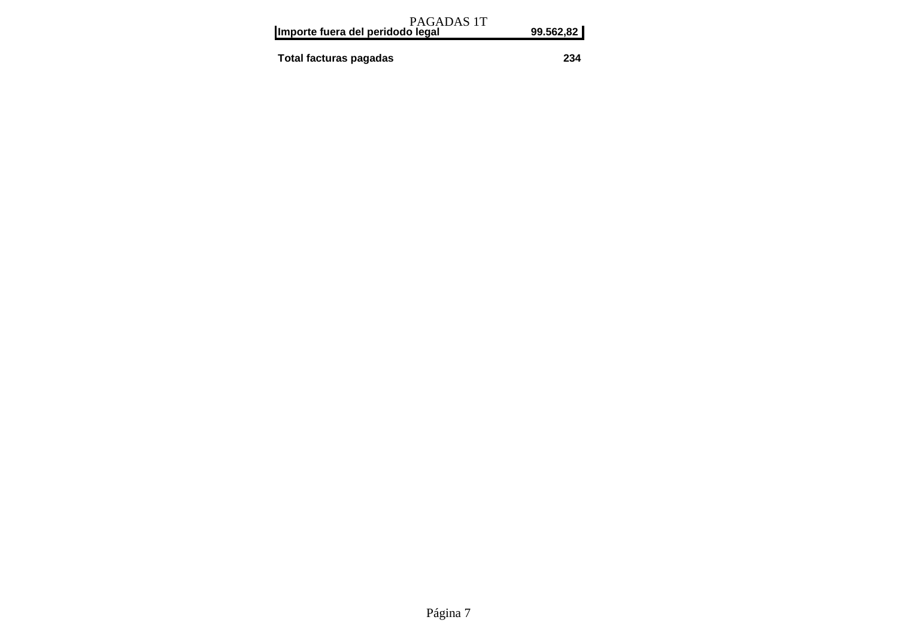PAGADAS 1T

| Importe fuera del peridodo legal | 99.562,82 |
| --- | --- |
| **Total facturas pagadas** | **234** |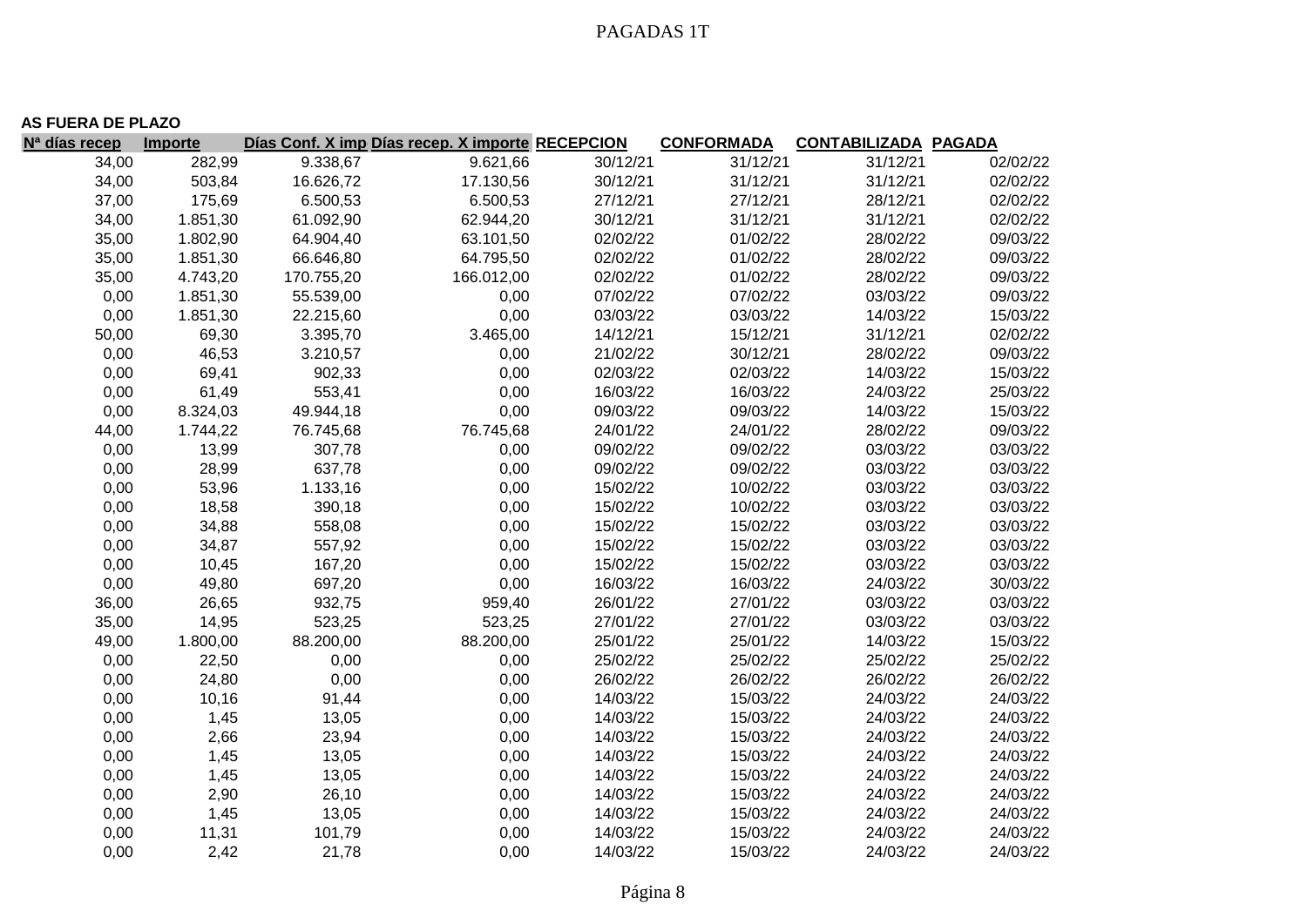# PAGADAS 1T

**AS FUERA DE PLAZO**

| Nª días recep | Importe | Días Conf. X imp | Días recep. X importe | RECEPCION | CONFORMADA | CONTABILIZADA | PAGADA |
|---|---|---|---|---|---|---|---|
| 34,00 | 282,99 | 9.338,67 | 9.621,66 | 30/12/21 | 31/12/21 | 31/12/21 | 02/02/22 |
| 34,00 | 503,84 | 16.626,72 | 17.130,56 | 30/12/21 | 31/12/21 | 31/12/21 | 02/02/22 |
| 37,00 | 175,69 | 6.500,53 | 6.500,53 | 27/12/21 | 27/12/21 | 28/12/21 | 02/02/22 |
| 34,00 | 1.851,30 | 61.092,90 | 62.944,20 | 30/12/21 | 31/12/21 | 31/12/21 | 02/02/22 |
| 35,00 | 1.802,90 | 64.904,40 | 63.101,50 | 02/02/22 | 01/02/22 | 28/02/22 | 09/03/22 |
| 35,00 | 1.851,30 | 66.646,80 | 64.795,50 | 02/02/22 | 01/02/22 | 28/02/22 | 09/03/22 |
| 35,00 | 4.743,20 | 170.755,20 | 166.012,00 | 02/02/22 | 01/02/22 | 28/02/22 | 09/03/22 |
| 0,00 | 1.851,30 | 55.539,00 | 0,00 | 07/02/22 | 07/02/22 | 03/03/22 | 09/03/22 |
| 0,00 | 1.851,30 | 22.215,60 | 0,00 | 03/03/22 | 03/03/22 | 14/03/22 | 15/03/22 |
| 50,00 | 69,30 | 3.395,70 | 3.465,00 | 14/12/21 | 15/12/21 | 31/12/21 | 02/02/22 |
| 0,00 | 46,53 | 3.210,57 | 0,00 | 21/02/22 | 30/12/21 | 28/02/22 | 09/03/22 |
| 0,00 | 69,41 | 902,33 | 0,00 | 02/03/22 | 02/03/22 | 14/03/22 | 15/03/22 |
| 0,00 | 61,49 | 553,41 | 0,00 | 16/03/22 | 16/03/22 | 24/03/22 | 25/03/22 |
| 0,00 | 8.324,03 | 49.944,18 | 0,00 | 09/03/22 | 09/03/22 | 14/03/22 | 15/03/22 |
| 44,00 | 1.744,22 | 76.745,68 | 76.745,68 | 24/01/22 | 24/01/22 | 28/02/22 | 09/03/22 |
| 0,00 | 13,99 | 307,78 | 0,00 | 09/02/22 | 09/02/22 | 03/03/22 | 03/03/22 |
| 0,00 | 28,99 | 637,78 | 0,00 | 09/02/22 | 09/02/22 | 03/03/22 | 03/03/22 |
| 0,00 | 53,96 | 1.133,16 | 0,00 | 15/02/22 | 10/02/22 | 03/03/22 | 03/03/22 |
| 0,00 | 18,58 | 390,18 | 0,00 | 15/02/22 | 10/02/22 | 03/03/22 | 03/03/22 |
| 0,00 | 34,88 | 558,08 | 0,00 | 15/02/22 | 15/02/22 | 03/03/22 | 03/03/22 |
| 0,00 | 34,87 | 557,92 | 0,00 | 15/02/22 | 15/02/22 | 03/03/22 | 03/03/22 |
| 0,00 | 10,45 | 167,20 | 0,00 | 15/02/22 | 15/02/22 | 03/03/22 | 03/03/22 |
| 0,00 | 49,80 | 697,20 | 0,00 | 16/03/22 | 16/03/22 | 24/03/22 | 30/03/22 |
| 36,00 | 26,65 | 932,75 | 959,40 | 26/01/22 | 27/01/22 | 03/03/22 | 03/03/22 |
| 35,00 | 14,95 | 523,25 | 523,25 | 27/01/22 | 27/01/22 | 03/03/22 | 03/03/22 |
| 49,00 | 1.800,00 | 88.200,00 | 88.200,00 | 25/01/22 | 25/01/22 | 14/03/22 | 15/03/22 |
| 0,00 | 22,50 | 0,00 | 0,00 | 25/02/22 | 25/02/22 | 25/02/22 | 25/02/22 |
| 0,00 | 24,80 | 0,00 | 0,00 | 26/02/22 | 26/02/22 | 26/02/22 | 26/02/22 |
| 0,00 | 10,16 | 91,44 | 0,00 | 14/03/22 | 15/03/22 | 24/03/22 | 24/03/22 |
| 0,00 | 1,45 | 13,05 | 0,00 | 14/03/22 | 15/03/22 | 24/03/22 | 24/03/22 |
| 0,00 | 2,66 | 23,94 | 0,00 | 14/03/22 | 15/03/22 | 24/03/22 | 24/03/22 |
| 0,00 | 1,45 | 13,05 | 0,00 | 14/03/22 | 15/03/22 | 24/03/22 | 24/03/22 |
| 0,00 | 1,45 | 13,05 | 0,00 | 14/03/22 | 15/03/22 | 24/03/22 | 24/03/22 |
| 0,00 | 2,90 | 26,10 | 0,00 | 14/03/22 | 15/03/22 | 24/03/22 | 24/03/22 |
| 0,00 | 1,45 | 13,05 | 0,00 | 14/03/22 | 15/03/22 | 24/03/22 | 24/03/22 |
| 0,00 | 11,31 | 101,79 | 0,00 | 14/03/22 | 15/03/22 | 24/03/22 | 24/03/22 |
| 0,00 | 2,42 | 21,78 | 0,00 | 14/03/22 | 15/03/22 | 24/03/22 | 24/03/22 |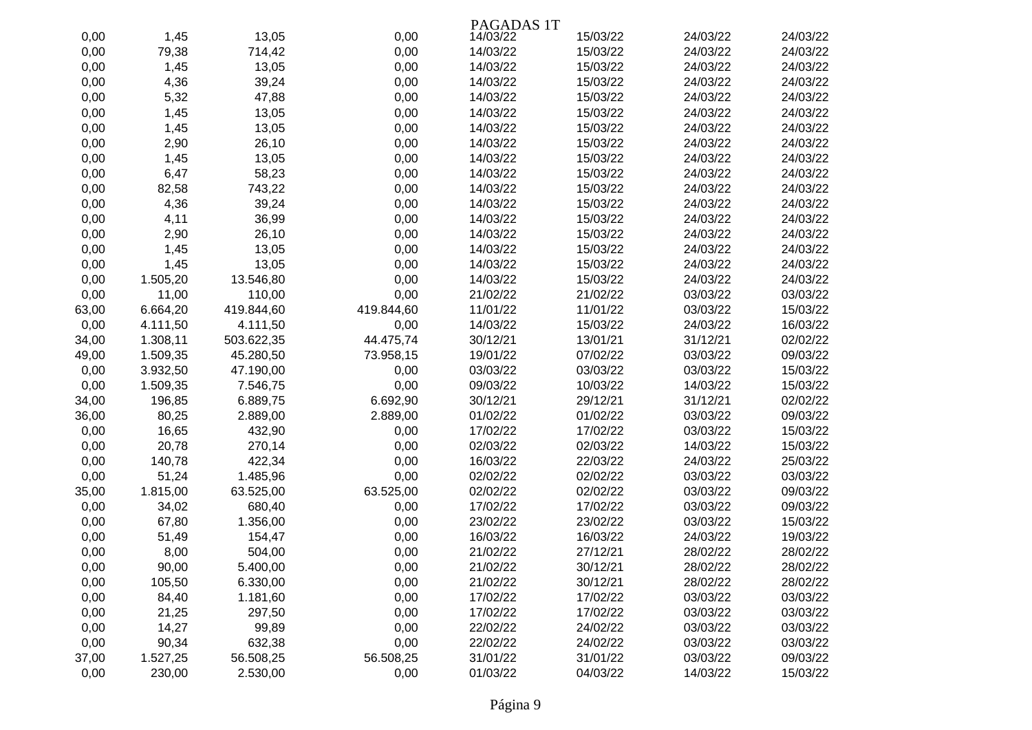PAGADAS 1T

| | | | | | | | |
|---|---|---|---|---|---|---|---|
| 0,00 | 1,45 | 13,05 | 0,00 | 14/03/22 | 15/03/22 | 24/03/22 | 24/03/22 |
| 0,00 | 79,38 | 714,42 | 0,00 | 14/03/22 | 15/03/22 | 24/03/22 | 24/03/22 |
| 0,00 | 1,45 | 13,05 | 0,00 | 14/03/22 | 15/03/22 | 24/03/22 | 24/03/22 |
| 0,00 | 4,36 | 39,24 | 0,00 | 14/03/22 | 15/03/22 | 24/03/22 | 24/03/22 |
| 0,00 | 5,32 | 47,88 | 0,00 | 14/03/22 | 15/03/22 | 24/03/22 | 24/03/22 |
| 0,00 | 1,45 | 13,05 | 0,00 | 14/03/22 | 15/03/22 | 24/03/22 | 24/03/22 |
| 0,00 | 1,45 | 13,05 | 0,00 | 14/03/22 | 15/03/22 | 24/03/22 | 24/03/22 |
| 0,00 | 2,90 | 26,10 | 0,00 | 14/03/22 | 15/03/22 | 24/03/22 | 24/03/22 |
| 0,00 | 1,45 | 13,05 | 0,00 | 14/03/22 | 15/03/22 | 24/03/22 | 24/03/22 |
| 0,00 | 6,47 | 58,23 | 0,00 | 14/03/22 | 15/03/22 | 24/03/22 | 24/03/22 |
| 0,00 | 82,58 | 743,22 | 0,00 | 14/03/22 | 15/03/22 | 24/03/22 | 24/03/22 |
| 0,00 | 4,36 | 39,24 | 0,00 | 14/03/22 | 15/03/22 | 24/03/22 | 24/03/22 |
| 0,00 | 4,11 | 36,99 | 0,00 | 14/03/22 | 15/03/22 | 24/03/22 | 24/03/22 |
| 0,00 | 2,90 | 26,10 | 0,00 | 14/03/22 | 15/03/22 | 24/03/22 | 24/03/22 |
| 0,00 | 1,45 | 13,05 | 0,00 | 14/03/22 | 15/03/22 | 24/03/22 | 24/03/22 |
| 0,00 | 1,45 | 13,05 | 0,00 | 14/03/22 | 15/03/22 | 24/03/22 | 24/03/22 |
| 0,00 | 1.505,20 | 13.546,80 | 0,00 | 14/03/22 | 15/03/22 | 24/03/22 | 24/03/22 |
| 0,00 | 11,00 | 110,00 | 0,00 | 21/02/22 | 21/02/22 | 03/03/22 | 03/03/22 |
| 63,00 | 6.664,20 | 419.844,60 | 419.844,60 | 11/01/22 | 11/01/22 | 03/03/22 | 15/03/22 |
| 0,00 | 4.111,50 | 4.111,50 | 0,00 | 14/03/22 | 15/03/22 | 24/03/22 | 16/03/22 |
| 34,00 | 1.308,11 | 503.622,35 | 44.475,74 | 30/12/21 | 13/01/21 | 31/12/21 | 02/02/22 |
| 49,00 | 1.509,35 | 45.280,50 | 73.958,15 | 19/01/22 | 07/02/22 | 03/03/22 | 09/03/22 |
| 0,00 | 3.932,50 | 47.190,00 | 0,00 | 03/03/22 | 03/03/22 | 03/03/22 | 15/03/22 |
| 0,00 | 1.509,35 | 7.546,75 | 0,00 | 09/03/22 | 10/03/22 | 14/03/22 | 15/03/22 |
| 34,00 | 196,85 | 6.889,75 | 6.692,90 | 30/12/21 | 29/12/21 | 31/12/21 | 02/02/22 |
| 36,00 | 80,25 | 2.889,00 | 2.889,00 | 01/02/22 | 01/02/22 | 03/03/22 | 09/03/22 |
| 0,00 | 16,65 | 432,90 | 0,00 | 17/02/22 | 17/02/22 | 03/03/22 | 15/03/22 |
| 0,00 | 20,78 | 270,14 | 0,00 | 02/03/22 | 02/03/22 | 14/03/22 | 15/03/22 |
| 0,00 | 140,78 | 422,34 | 0,00 | 16/03/22 | 22/03/22 | 24/03/22 | 25/03/22 |
| 0,00 | 51,24 | 1.485,96 | 0,00 | 02/02/22 | 02/02/22 | 03/03/22 | 03/03/22 |
| 35,00 | 1.815,00 | 63.525,00 | 63.525,00 | 02/02/22 | 02/02/22 | 03/03/22 | 09/03/22 |
| 0,00 | 34,02 | 680,40 | 0,00 | 17/02/22 | 17/02/22 | 03/03/22 | 09/03/22 |
| 0,00 | 67,80 | 1.356,00 | 0,00 | 23/02/22 | 23/02/22 | 03/03/22 | 15/03/22 |
| 0,00 | 51,49 | 154,47 | 0,00 | 16/03/22 | 16/03/22 | 24/03/22 | 19/03/22 |
| 0,00 | 8,00 | 504,00 | 0,00 | 21/02/22 | 27/12/21 | 28/02/22 | 28/02/22 |
| 0,00 | 90,00 | 5.400,00 | 0,00 | 21/02/22 | 30/12/21 | 28/02/22 | 28/02/22 |
| 0,00 | 105,50 | 6.330,00 | 0,00 | 21/02/22 | 30/12/21 | 28/02/22 | 28/02/22 |
| 0,00 | 84,40 | 1.181,60 | 0,00 | 17/02/22 | 17/02/22 | 03/03/22 | 03/03/22 |
| 0,00 | 21,25 | 297,50 | 0,00 | 17/02/22 | 17/02/22 | 03/03/22 | 03/03/22 |
| 0,00 | 14,27 | 99,89 | 0,00 | 22/02/22 | 24/02/22 | 03/03/22 | 03/03/22 |
| 0,00 | 90,34 | 632,38 | 0,00 | 22/02/22 | 24/02/22 | 03/03/22 | 03/03/22 |
| 37,00 | 1.527,25 | 56.508,25 | 56.508,25 | 31/01/22 | 31/01/22 | 03/03/22 | 09/03/22 |
| 0,00 | 230,00 | 2.530,00 | 0,00 | 01/03/22 | 04/03/22 | 14/03/22 | 15/03/22 |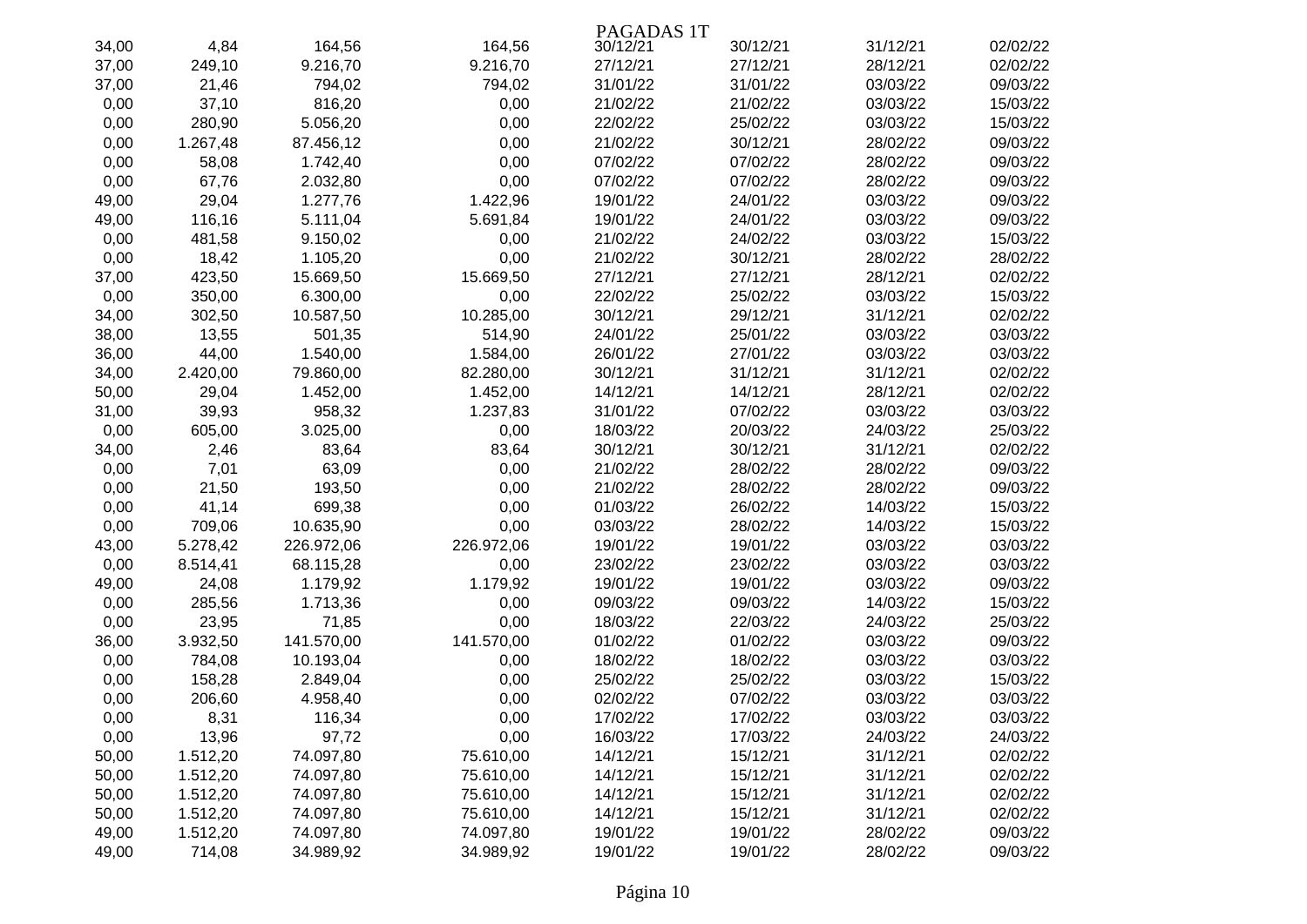PAGADAS 1T

| | | | | | | | |
|---|---|---|---|---|---|---|---|
| 34,00 | 4,84 | 164,56 | 164,56 | 30/12/21 | 30/12/21 | 31/12/21 | 02/02/22 |
| 37,00 | 249,10 | 9.216,70 | 9.216,70 | 27/12/21 | 27/12/21 | 28/12/21 | 02/02/22 |
| 37,00 | 21,46 | 794,02 | 794,02 | 31/01/22 | 31/01/22 | 03/03/22 | 09/03/22 |
| 0,00 | 37,10 | 816,20 | 0,00 | 21/02/22 | 21/02/22 | 03/03/22 | 15/03/22 |
| 0,00 | 280,90 | 5.056,20 | 0,00 | 22/02/22 | 25/02/22 | 03/03/22 | 15/03/22 |
| 0,00 | 1.267,48 | 87.456,12 | 0,00 | 21/02/22 | 30/12/21 | 28/02/22 | 09/03/22 |
| 0,00 | 58,08 | 1.742,40 | 0,00 | 07/02/22 | 07/02/22 | 28/02/22 | 09/03/22 |
| 0,00 | 67,76 | 2.032,80 | 0,00 | 07/02/22 | 07/02/22 | 28/02/22 | 09/03/22 |
| 49,00 | 29,04 | 1.277,76 | 1.422,96 | 19/01/22 | 24/01/22 | 03/03/22 | 09/03/22 |
| 49,00 | 116,16 | 5.111,04 | 5.691,84 | 19/01/22 | 24/01/22 | 03/03/22 | 09/03/22 |
| 0,00 | 481,58 | 9.150,02 | 0,00 | 21/02/22 | 24/02/22 | 03/03/22 | 15/03/22 |
| 0,00 | 18,42 | 1.105,20 | 0,00 | 21/02/22 | 30/12/21 | 28/02/22 | 28/02/22 |
| 37,00 | 423,50 | 15.669,50 | 15.669,50 | 27/12/21 | 27/12/21 | 28/12/21 | 02/02/22 |
| 0,00 | 350,00 | 6.300,00 | 0,00 | 22/02/22 | 25/02/22 | 03/03/22 | 15/03/22 |
| 34,00 | 302,50 | 10.587,50 | 10.285,00 | 30/12/21 | 29/12/21 | 31/12/21 | 02/02/22 |
| 38,00 | 13,55 | 501,35 | 514,90 | 24/01/22 | 25/01/22 | 03/03/22 | 03/03/22 |
| 36,00 | 44,00 | 1.540,00 | 1.584,00 | 26/01/22 | 27/01/22 | 03/03/22 | 03/03/22 |
| 34,00 | 2.420,00 | 79.860,00 | 82.280,00 | 30/12/21 | 31/12/21 | 31/12/21 | 02/02/22 |
| 50,00 | 29,04 | 1.452,00 | 1.452,00 | 14/12/21 | 14/12/21 | 28/12/21 | 02/02/22 |
| 31,00 | 39,93 | 958,32 | 1.237,83 | 31/01/22 | 07/02/22 | 03/03/22 | 03/03/22 |
| 0,00 | 605,00 | 3.025,00 | 0,00 | 18/03/22 | 20/03/22 | 24/03/22 | 25/03/22 |
| 34,00 | 2,46 | 83,64 | 83,64 | 30/12/21 | 30/12/21 | 31/12/21 | 02/02/22 |
| 0,00 | 7,01 | 63,09 | 0,00 | 21/02/22 | 28/02/22 | 28/02/22 | 09/03/22 |
| 0,00 | 21,50 | 193,50 | 0,00 | 21/02/22 | 28/02/22 | 28/02/22 | 09/03/22 |
| 0,00 | 41,14 | 699,38 | 0,00 | 01/03/22 | 26/02/22 | 14/03/22 | 15/03/22 |
| 0,00 | 709,06 | 10.635,90 | 0,00 | 03/03/22 | 28/02/22 | 14/03/22 | 15/03/22 |
| 43,00 | 5.278,42 | 226.972,06 | 226.972,06 | 19/01/22 | 19/01/22 | 03/03/22 | 03/03/22 |
| 0,00 | 8.514,41 | 68.115,28 | 0,00 | 23/02/22 | 23/02/22 | 03/03/22 | 03/03/22 |
| 49,00 | 24,08 | 1.179,92 | 1.179,92 | 19/01/22 | 19/01/22 | 03/03/22 | 09/03/22 |
| 0,00 | 285,56 | 1.713,36 | 0,00 | 09/03/22 | 09/03/22 | 14/03/22 | 15/03/22 |
| 0,00 | 23,95 | 71,85 | 0,00 | 18/03/22 | 22/03/22 | 24/03/22 | 25/03/22 |
| 36,00 | 3.932,50 | 141.570,00 | 141.570,00 | 01/02/22 | 01/02/22 | 03/03/22 | 09/03/22 |
| 0,00 | 784,08 | 10.193,04 | 0,00 | 18/02/22 | 18/02/22 | 03/03/22 | 03/03/22 |
| 0,00 | 158,28 | 2.849,04 | 0,00 | 25/02/22 | 25/02/22 | 03/03/22 | 15/03/22 |
| 0,00 | 206,60 | 4.958,40 | 0,00 | 02/02/22 | 07/02/22 | 03/03/22 | 03/03/22 |
| 0,00 | 8,31 | 116,34 | 0,00 | 17/02/22 | 17/02/22 | 03/03/22 | 03/03/22 |
| 0,00 | 13,96 | 97,72 | 0,00 | 16/03/22 | 17/03/22 | 24/03/22 | 24/03/22 |
| 50,00 | 1.512,20 | 74.097,80 | 75.610,00 | 14/12/21 | 15/12/21 | 31/12/21 | 02/02/22 |
| 50,00 | 1.512,20 | 74.097,80 | 75.610,00 | 14/12/21 | 15/12/21 | 31/12/21 | 02/02/22 |
| 50,00 | 1.512,20 | 74.097,80 | 75.610,00 | 14/12/21 | 15/12/21 | 31/12/21 | 02/02/22 |
| 50,00 | 1.512,20 | 74.097,80 | 75.610,00 | 14/12/21 | 15/12/21 | 31/12/21 | 02/02/22 |
| 49,00 | 1.512,20 | 74.097,80 | 74.097,80 | 19/01/22 | 19/01/22 | 28/02/22 | 09/03/22 |
| 49,00 | 714,08 | 34.989,92 | 34.989,92 | 19/01/22 | 19/01/22 | 28/02/22 | 09/03/22 |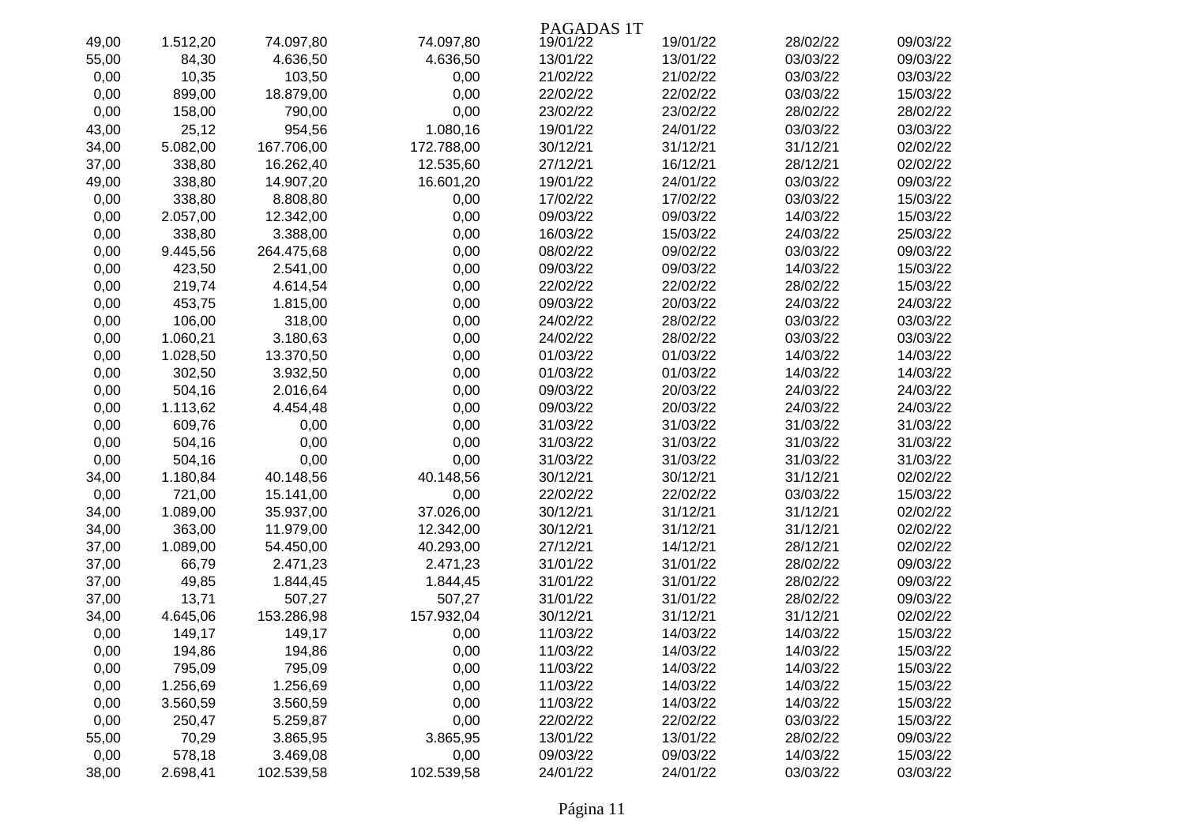PAGADAS 1T

| | | | | | | | |
|---|---|---|---|---|---|---|---|
| 49,00 | 1.512,20 | 74.097,80 | 74.097,80 | 19/01/22 | 19/01/22 | 28/02/22 | 09/03/22 |
| 55,00 | 84,30 | 4.636,50 | 4.636,50 | 13/01/22 | 13/01/22 | 03/03/22 | 09/03/22 |
| 0,00 | 10,35 | 103,50 | 0,00 | 21/02/22 | 21/02/22 | 03/03/22 | 03/03/22 |
| 0,00 | 899,00 | 18.879,00 | 0,00 | 22/02/22 | 22/02/22 | 03/03/22 | 15/03/22 |
| 0,00 | 158,00 | 790,00 | 0,00 | 23/02/22 | 23/02/22 | 28/02/22 | 28/02/22 |
| 43,00 | 25,12 | 954,56 | 1.080,16 | 19/01/22 | 24/01/22 | 03/03/22 | 03/03/22 |
| 34,00 | 5.082,00 | 167.706,00 | 172.788,00 | 30/12/21 | 31/12/21 | 31/12/21 | 02/02/22 |
| 37,00 | 338,80 | 16.262,40 | 12.535,60 | 27/12/21 | 16/12/21 | 28/12/21 | 02/02/22 |
| 49,00 | 338,80 | 14.907,20 | 16.601,20 | 19/01/22 | 24/01/22 | 03/03/22 | 09/03/22 |
| 0,00 | 338,80 | 8.808,80 | 0,00 | 17/02/22 | 17/02/22 | 03/03/22 | 15/03/22 |
| 0,00 | 2.057,00 | 12.342,00 | 0,00 | 09/03/22 | 09/03/22 | 14/03/22 | 15/03/22 |
| 0,00 | 338,80 | 3.388,00 | 0,00 | 16/03/22 | 15/03/22 | 24/03/22 | 25/03/22 |
| 0,00 | 9.445,56 | 264.475,68 | 0,00 | 08/02/22 | 09/02/22 | 03/03/22 | 09/03/22 |
| 0,00 | 423,50 | 2.541,00 | 0,00 | 09/03/22 | 09/03/22 | 14/03/22 | 15/03/22 |
| 0,00 | 219,74 | 4.614,54 | 0,00 | 22/02/22 | 22/02/22 | 28/02/22 | 15/03/22 |
| 0,00 | 453,75 | 1.815,00 | 0,00 | 09/03/22 | 20/03/22 | 24/03/22 | 24/03/22 |
| 0,00 | 106,00 | 318,00 | 0,00 | 24/02/22 | 28/02/22 | 03/03/22 | 03/03/22 |
| 0,00 | 1.060,21 | 3.180,63 | 0,00 | 24/02/22 | 28/02/22 | 03/03/22 | 03/03/22 |
| 0,00 | 1.028,50 | 13.370,50 | 0,00 | 01/03/22 | 01/03/22 | 14/03/22 | 14/03/22 |
| 0,00 | 302,50 | 3.932,50 | 0,00 | 01/03/22 | 01/03/22 | 14/03/22 | 14/03/22 |
| 0,00 | 504,16 | 2.016,64 | 0,00 | 09/03/22 | 20/03/22 | 24/03/22 | 24/03/22 |
| 0,00 | 1.113,62 | 4.454,48 | 0,00 | 09/03/22 | 20/03/22 | 24/03/22 | 24/03/22 |
| 0,00 | 609,76 | 0,00 | 0,00 | 31/03/22 | 31/03/22 | 31/03/22 | 31/03/22 |
| 0,00 | 504,16 | 0,00 | 0,00 | 31/03/22 | 31/03/22 | 31/03/22 | 31/03/22 |
| 0,00 | 504,16 | 0,00 | 0,00 | 31/03/22 | 31/03/22 | 31/03/22 | 31/03/22 |
| 34,00 | 1.180,84 | 40.148,56 | 40.148,56 | 30/12/21 | 30/12/21 | 31/12/21 | 02/02/22 |
| 0,00 | 721,00 | 15.141,00 | 0,00 | 22/02/22 | 22/02/22 | 03/03/22 | 15/03/22 |
| 34,00 | 1.089,00 | 35.937,00 | 37.026,00 | 30/12/21 | 31/12/21 | 31/12/21 | 02/02/22 |
| 34,00 | 363,00 | 11.979,00 | 12.342,00 | 30/12/21 | 31/12/21 | 31/12/21 | 02/02/22 |
| 37,00 | 1.089,00 | 54.450,00 | 40.293,00 | 27/12/21 | 14/12/21 | 28/12/21 | 02/02/22 |
| 37,00 | 66,79 | 2.471,23 | 2.471,23 | 31/01/22 | 31/01/22 | 28/02/22 | 09/03/22 |
| 37,00 | 49,85 | 1.844,45 | 1.844,45 | 31/01/22 | 31/01/22 | 28/02/22 | 09/03/22 |
| 37,00 | 13,71 | 507,27 | 507,27 | 31/01/22 | 31/01/22 | 28/02/22 | 09/03/22 |
| 34,00 | 4.645,06 | 153.286,98 | 157.932,04 | 30/12/21 | 31/12/21 | 31/12/21 | 02/02/22 |
| 0,00 | 149,17 | 149,17 | 0,00 | 11/03/22 | 14/03/22 | 14/03/22 | 15/03/22 |
| 0,00 | 194,86 | 194,86 | 0,00 | 11/03/22 | 14/03/22 | 14/03/22 | 15/03/22 |
| 0,00 | 795,09 | 795,09 | 0,00 | 11/03/22 | 14/03/22 | 14/03/22 | 15/03/22 |
| 0,00 | 1.256,69 | 1.256,69 | 0,00 | 11/03/22 | 14/03/22 | 14/03/22 | 15/03/22 |
| 0,00 | 3.560,59 | 3.560,59 | 0,00 | 11/03/22 | 14/03/22 | 14/03/22 | 15/03/22 |
| 0,00 | 250,47 | 5.259,87 | 0,00 | 22/02/22 | 22/02/22 | 03/03/22 | 15/03/22 |
| 55,00 | 70,29 | 3.865,95 | 3.865,95 | 13/01/22 | 13/01/22 | 28/02/22 | 09/03/22 |
| 0,00 | 578,18 | 3.469,08 | 0,00 | 09/03/22 | 09/03/22 | 14/03/22 | 15/03/22 |
| 38,00 | 2.698,41 | 102.539,58 | 102.539,58 | 24/01/22 | 24/01/22 | 03/03/22 | 03/03/22 |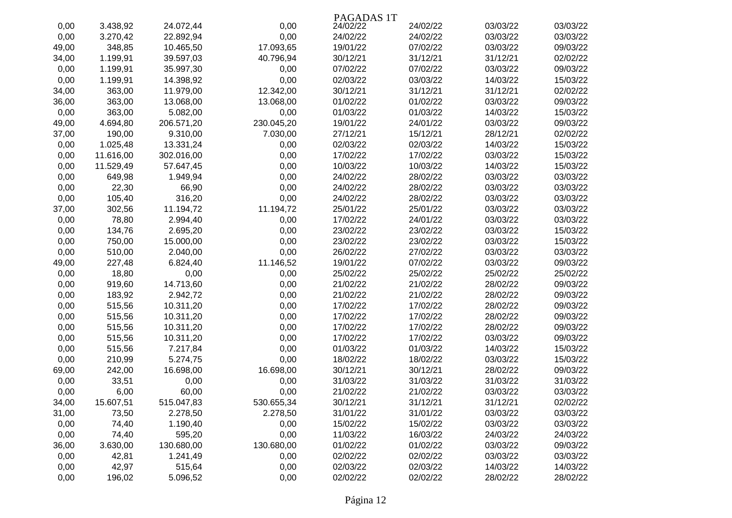PAGADAS 1T

| | | | | | | | |
|---|---|---|---|---|---|---|---|
| 0,00 | 3.438,92 | 24.072,44 | 0,00 | 24/02/22 | 24/02/22 | 03/03/22 | 03/03/22 |
| 0,00 | 3.270,42 | 22.892,94 | 0,00 | 24/02/22 | 24/02/22 | 03/03/22 | 03/03/22 |
| 49,00 | 348,85 | 10.465,50 | 17.093,65 | 19/01/22 | 07/02/22 | 03/03/22 | 09/03/22 |
| 34,00 | 1.199,91 | 39.597,03 | 40.796,94 | 30/12/21 | 31/12/21 | 31/12/21 | 02/02/22 |
| 0,00 | 1.199,91 | 35.997,30 | 0,00 | 07/02/22 | 07/02/22 | 03/03/22 | 09/03/22 |
| 0,00 | 1.199,91 | 14.398,92 | 0,00 | 02/03/22 | 03/03/22 | 14/03/22 | 15/03/22 |
| 34,00 | 363,00 | 11.979,00 | 12.342,00 | 30/12/21 | 31/12/21 | 31/12/21 | 02/02/22 |
| 36,00 | 363,00 | 13.068,00 | 13.068,00 | 01/02/22 | 01/02/22 | 03/03/22 | 09/03/22 |
| 0,00 | 363,00 | 5.082,00 | 0,00 | 01/03/22 | 01/03/22 | 14/03/22 | 15/03/22 |
| 49,00 | 4.694,80 | 206.571,20 | 230.045,20 | 19/01/22 | 24/01/22 | 03/03/22 | 09/03/22 |
| 37,00 | 190,00 | 9.310,00 | 7.030,00 | 27/12/21 | 15/12/21 | 28/12/21 | 02/02/22 |
| 0,00 | 1.025,48 | 13.331,24 | 0,00 | 02/03/22 | 02/03/22 | 14/03/22 | 15/03/22 |
| 0,00 | 11.616,00 | 302.016,00 | 0,00 | 17/02/22 | 17/02/22 | 03/03/22 | 15/03/22 |
| 0,00 | 11.529,49 | 57.647,45 | 0,00 | 10/03/22 | 10/03/22 | 14/03/22 | 15/03/22 |
| 0,00 | 649,98 | 1.949,94 | 0,00 | 24/02/22 | 28/02/22 | 03/03/22 | 03/03/22 |
| 0,00 | 22,30 | 66,90 | 0,00 | 24/02/22 | 28/02/22 | 03/03/22 | 03/03/22 |
| 0,00 | 105,40 | 316,20 | 0,00 | 24/02/22 | 28/02/22 | 03/03/22 | 03/03/22 |
| 37,00 | 302,56 | 11.194,72 | 11.194,72 | 25/01/22 | 25/01/22 | 03/03/22 | 03/03/22 |
| 0,00 | 78,80 | 2.994,40 | 0,00 | 17/02/22 | 24/01/22 | 03/03/22 | 03/03/22 |
| 0,00 | 134,76 | 2.695,20 | 0,00 | 23/02/22 | 23/02/22 | 03/03/22 | 15/03/22 |
| 0,00 | 750,00 | 15.000,00 | 0,00 | 23/02/22 | 23/02/22 | 03/03/22 | 15/03/22 |
| 0,00 | 510,00 | 2.040,00 | 0,00 | 26/02/22 | 27/02/22 | 03/03/22 | 03/03/22 |
| 49,00 | 227,48 | 6.824,40 | 11.146,52 | 19/01/22 | 07/02/22 | 03/03/22 | 09/03/22 |
| 0,00 | 18,80 | 0,00 | 0,00 | 25/02/22 | 25/02/22 | 25/02/22 | 25/02/22 |
| 0,00 | 919,60 | 14.713,60 | 0,00 | 21/02/22 | 21/02/22 | 28/02/22 | 09/03/22 |
| 0,00 | 183,92 | 2.942,72 | 0,00 | 21/02/22 | 21/02/22 | 28/02/22 | 09/03/22 |
| 0,00 | 515,56 | 10.311,20 | 0,00 | 17/02/22 | 17/02/22 | 28/02/22 | 09/03/22 |
| 0,00 | 515,56 | 10.311,20 | 0,00 | 17/02/22 | 17/02/22 | 28/02/22 | 09/03/22 |
| 0,00 | 515,56 | 10.311,20 | 0,00 | 17/02/22 | 17/02/22 | 28/02/22 | 09/03/22 |
| 0,00 | 515,56 | 10.311,20 | 0,00 | 17/02/22 | 17/02/22 | 03/03/22 | 09/03/22 |
| 0,00 | 515,56 | 7.217,84 | 0,00 | 01/03/22 | 01/03/22 | 14/03/22 | 15/03/22 |
| 0,00 | 210,99 | 5.274,75 | 0,00 | 18/02/22 | 18/02/22 | 03/03/22 | 15/03/22 |
| 69,00 | 242,00 | 16.698,00 | 16.698,00 | 30/12/21 | 30/12/21 | 28/02/22 | 09/03/22 |
| 0,00 | 33,51 | 0,00 | 0,00 | 31/03/22 | 31/03/22 | 31/03/22 | 31/03/22 |
| 0,00 | 6,00 | 60,00 | 0,00 | 21/02/22 | 21/02/22 | 03/03/22 | 03/03/22 |
| 34,00 | 15.607,51 | 515.047,83 | 530.655,34 | 30/12/21 | 31/12/21 | 31/12/21 | 02/02/22 |
| 31,00 | 73,50 | 2.278,50 | 2.278,50 | 31/01/22 | 31/01/22 | 03/03/22 | 03/03/22 |
| 0,00 | 74,40 | 1.190,40 | 0,00 | 15/02/22 | 15/02/22 | 03/03/22 | 03/03/22 |
| 0,00 | 74,40 | 595,20 | 0,00 | 11/03/22 | 16/03/22 | 24/03/22 | 24/03/22 |
| 36,00 | 3.630,00 | 130.680,00 | 130.680,00 | 01/02/22 | 01/02/22 | 03/03/22 | 09/03/22 |
| 0,00 | 42,81 | 1.241,49 | 0,00 | 02/02/22 | 02/02/22 | 03/03/22 | 03/03/22 |
| 0,00 | 42,97 | 515,64 | 0,00 | 02/03/22 | 02/03/22 | 14/03/22 | 14/03/22 |
| 0,00 | 196,02 | 5.096,52 | 0,00 | 02/02/22 | 02/02/22 | 28/02/22 | 28/02/22 |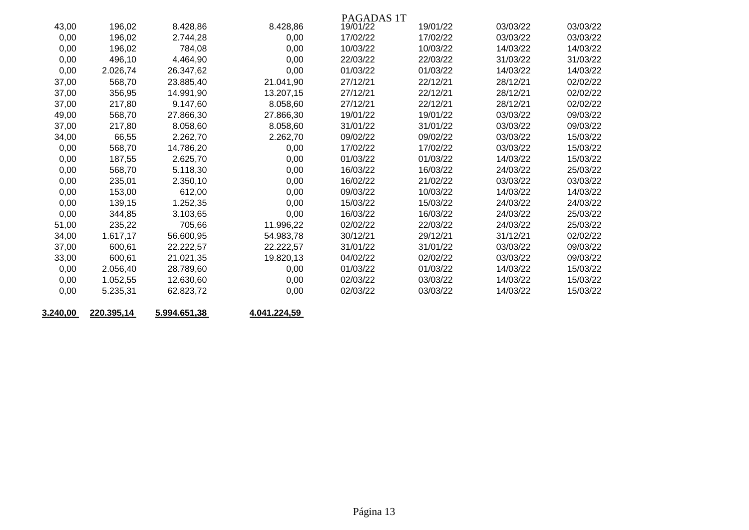PAGADAS 1T

| | | | | | | | |
|---|---|---|---|---|---|---|---|
| 43,00 | 196,02 | 8.428,86 | 8.428,86 | 19/01/22 | 19/01/22 | 03/03/22 | 03/03/22 |
| 0,00 | 196,02 | 2.744,28 | 0,00 | 17/02/22 | 17/02/22 | 03/03/22 | 03/03/22 |
| 0,00 | 196,02 | 784,08 | 0,00 | 10/03/22 | 10/03/22 | 14/03/22 | 14/03/22 |
| 0,00 | 496,10 | 4.464,90 | 0,00 | 22/03/22 | 22/03/22 | 31/03/22 | 31/03/22 |
| 0,00 | 2.026,74 | 26.347,62 | 0,00 | 01/03/22 | 01/03/22 | 14/03/22 | 14/03/22 |
| 37,00 | 568,70 | 23.885,40 | 21.041,90 | 27/12/21 | 22/12/21 | 28/12/21 | 02/02/22 |
| 37,00 | 356,95 | 14.991,90 | 13.207,15 | 27/12/21 | 22/12/21 | 28/12/21 | 02/02/22 |
| 37,00 | 217,80 | 9.147,60 | 8.058,60 | 27/12/21 | 22/12/21 | 28/12/21 | 02/02/22 |
| 49,00 | 568,70 | 27.866,30 | 27.866,30 | 19/01/22 | 19/01/22 | 03/03/22 | 09/03/22 |
| 37,00 | 217,80 | 8.058,60 | 8.058,60 | 31/01/22 | 31/01/22 | 03/03/22 | 09/03/22 |
| 34,00 | 66,55 | 2.262,70 | 2.262,70 | 09/02/22 | 09/02/22 | 03/03/22 | 15/03/22 |
| 0,00 | 568,70 | 14.786,20 | 0,00 | 17/02/22 | 17/02/22 | 03/03/22 | 15/03/22 |
| 0,00 | 187,55 | 2.625,70 | 0,00 | 01/03/22 | 01/03/22 | 14/03/22 | 15/03/22 |
| 0,00 | 568,70 | 5.118,30 | 0,00 | 16/03/22 | 16/03/22 | 24/03/22 | 25/03/22 |
| 0,00 | 235,01 | 2.350,10 | 0,00 | 16/02/22 | 21/02/22 | 03/03/22 | 03/03/22 |
| 0,00 | 153,00 | 612,00 | 0,00 | 09/03/22 | 10/03/22 | 14/03/22 | 14/03/22 |
| 0,00 | 139,15 | 1.252,35 | 0,00 | 15/03/22 | 15/03/22 | 24/03/22 | 24/03/22 |
| 0,00 | 344,85 | 3.103,65 | 0,00 | 16/03/22 | 16/03/22 | 24/03/22 | 25/03/22 |
| 51,00 | 235,22 | 705,66 | 11.996,22 | 02/02/22 | 22/03/22 | 24/03/22 | 25/03/22 |
| 34,00 | 1.617,17 | 56.600,95 | 54.983,78 | 30/12/21 | 29/12/21 | 31/12/21 | 02/02/22 |
| 37,00 | 600,61 | 22.222,57 | 22.222,57 | 31/01/22 | 31/01/22 | 03/03/22 | 09/03/22 |
| 33,00 | 600,61 | 21.021,35 | 19.820,13 | 04/02/22 | 02/02/22 | 03/03/22 | 09/03/22 |
| 0,00 | 2.056,40 | 28.789,60 | 0,00 | 01/03/22 | 01/03/22 | 14/03/22 | 15/03/22 |
| 0,00 | 1.052,55 | 12.630,60 | 0,00 | 02/03/22 | 03/03/22 | 14/03/22 | 15/03/22 |
| 0,00 | 5.235,31 | 62.823,72 | 0,00 | 02/03/22 | 03/03/22 | 14/03/22 | 15/03/22 |
| **3.240,00** | **220.395,14** | **5.994.651,38** | **4.041.224,59** | | | | |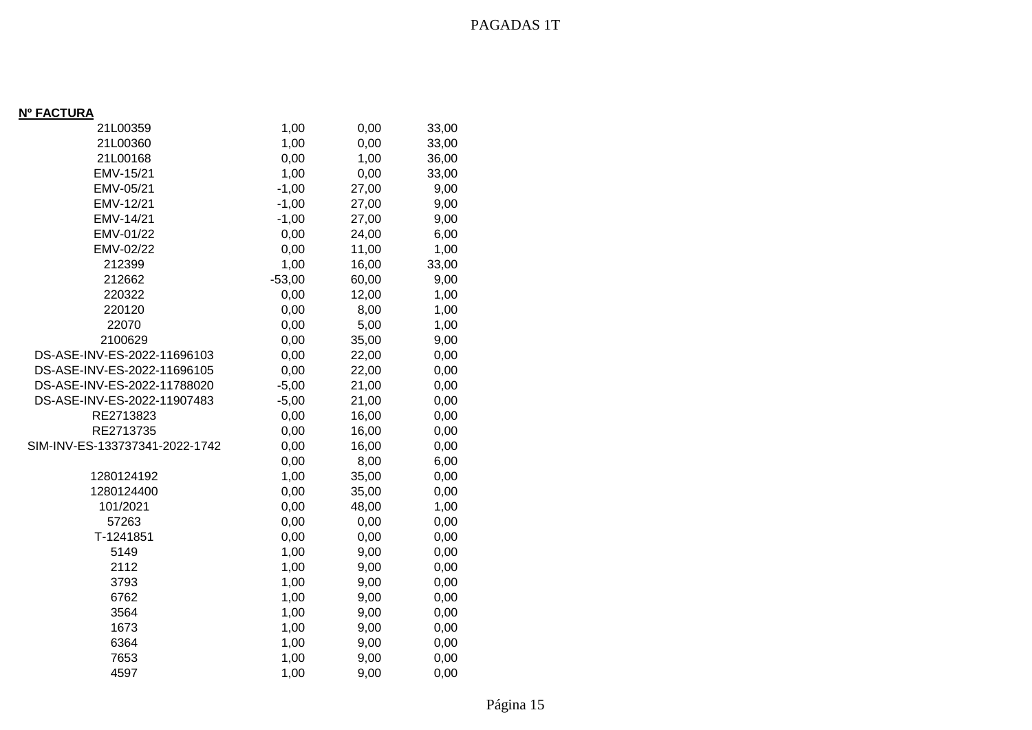# PAGADAS 1T

| **Nº FACTURA** | | | |
|---|---|---|---|
| 21L00359 | 1,00 | 0,00 | 33,00 |
| 21L00360 | 1,00 | 0,00 | 33,00 |
| 21L00168 | 0,00 | 1,00 | 36,00 |
| EMV-15/21 | 1,00 | 0,00 | 33,00 |
| EMV-05/21 | -1,00 | 27,00 | 9,00 |
| EMV-12/21 | -1,00 | 27,00 | 9,00 |
| EMV-14/21 | -1,00 | 27,00 | 9,00 |
| EMV-01/22 | 0,00 | 24,00 | 6,00 |
| EMV-02/22 | 0,00 | 11,00 | 1,00 |
| 212399 | 1,00 | 16,00 | 33,00 |
| 212662 | -53,00 | 60,00 | 9,00 |
| 220322 | 0,00 | 12,00 | 1,00 |
| 220120 | 0,00 | 8,00 | 1,00 |
| 22070 | 0,00 | 5,00 | 1,00 |
| 2100629 | 0,00 | 35,00 | 9,00 |
| DS-ASE-INV-ES-2022-11696103 | 0,00 | 22,00 | 0,00 |
| DS-ASE-INV-ES-2022-11696105 | 0,00 | 22,00 | 0,00 |
| DS-ASE-INV-ES-2022-11788020 | -5,00 | 21,00 | 0,00 |
| DS-ASE-INV-ES-2022-11907483 | -5,00 | 21,00 | 0,00 |
| RE2713823 | 0,00 | 16,00 | 0,00 |
| RE2713735 | 0,00 | 16,00 | 0,00 |
| SIM-INV-ES-133737341-2022-1742 | 0,00 | 16,00 | 0,00 |
| | 0,00 | 8,00 | 6,00 |
| 1280124192 | 1,00 | 35,00 | 0,00 |
| 1280124400 | 0,00 | 35,00 | 0,00 |
| 101/2021 | 0,00 | 48,00 | 1,00 |
| 57263 | 0,00 | 0,00 | 0,00 |
| T-1241851 | 0,00 | 0,00 | 0,00 |
| 5149 | 1,00 | 9,00 | 0,00 |
| 2112 | 1,00 | 9,00 | 0,00 |
| 3793 | 1,00 | 9,00 | 0,00 |
| 6762 | 1,00 | 9,00 | 0,00 |
| 3564 | 1,00 | 9,00 | 0,00 |
| 1673 | 1,00 | 9,00 | 0,00 |
| 6364 | 1,00 | 9,00 | 0,00 |
| 7653 | 1,00 | 9,00 | 0,00 |
| 4597 | 1,00 | 9,00 | 0,00 |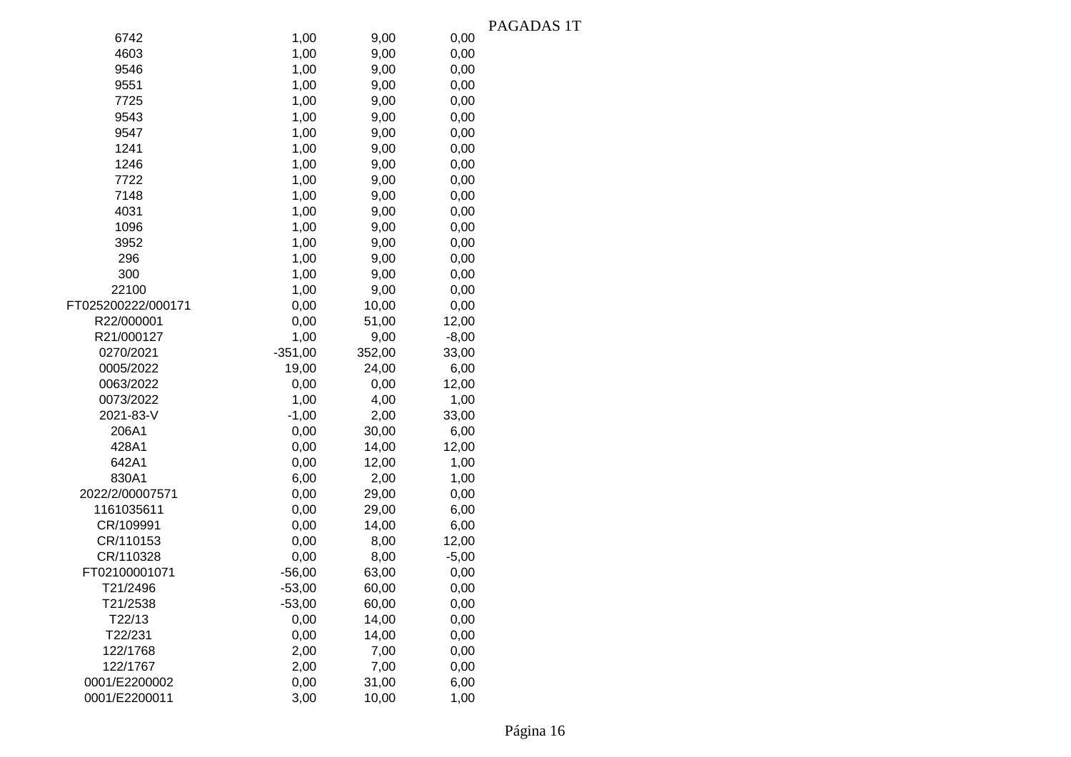PAGADAS 1T

| | | | |
|---|---|---|---|
| 6742 | 1,00 | 9,00 | 0,00 |
| 4603 | 1,00 | 9,00 | 0,00 |
| 9546 | 1,00 | 9,00 | 0,00 |
| 9551 | 1,00 | 9,00 | 0,00 |
| 7725 | 1,00 | 9,00 | 0,00 |
| 9543 | 1,00 | 9,00 | 0,00 |
| 9547 | 1,00 | 9,00 | 0,00 |
| 1241 | 1,00 | 9,00 | 0,00 |
| 1246 | 1,00 | 9,00 | 0,00 |
| 7722 | 1,00 | 9,00 | 0,00 |
| 7148 | 1,00 | 9,00 | 0,00 |
| 4031 | 1,00 | 9,00 | 0,00 |
| 1096 | 1,00 | 9,00 | 0,00 |
| 3952 | 1,00 | 9,00 | 0,00 |
| 296 | 1,00 | 9,00 | 0,00 |
| 300 | 1,00 | 9,00 | 0,00 |
| 22100 | 1,00 | 9,00 | 0,00 |
| FT025200222/000171 | 0,00 | 10,00 | 0,00 |
| R22/000001 | 0,00 | 51,00 | 12,00 |
| R21/000127 | 1,00 | 9,00 | -8,00 |
| 0270/2021 | -351,00 | 352,00 | 33,00 |
| 0005/2022 | 19,00 | 24,00 | 6,00 |
| 0063/2022 | 0,00 | 0,00 | 12,00 |
| 0073/2022 | 1,00 | 4,00 | 1,00 |
| 2021-83-V | -1,00 | 2,00 | 33,00 |
| 206A1 | 0,00 | 30,00 | 6,00 |
| 428A1 | 0,00 | 14,00 | 12,00 |
| 642A1 | 0,00 | 12,00 | 1,00 |
| 830A1 | 6,00 | 2,00 | 1,00 |
| 2022/2/00007571 | 0,00 | 29,00 | 0,00 |
| 1161035611 | 0,00 | 29,00 | 6,00 |
| CR/109991 | 0,00 | 14,00 | 6,00 |
| CR/110153 | 0,00 | 8,00 | 12,00 |
| CR/110328 | 0,00 | 8,00 | -5,00 |
| FT02100001071 | -56,00 | 63,00 | 0,00 |
| T21/2496 | -53,00 | 60,00 | 0,00 |
| T21/2538 | -53,00 | 60,00 | 0,00 |
| T22/13 | 0,00 | 14,00 | 0,00 |
| T22/231 | 0,00 | 14,00 | 0,00 |
| 122/1768 | 2,00 | 7,00 | 0,00 |
| 122/1767 | 2,00 | 7,00 | 0,00 |
| 0001/E2200002 | 0,00 | 31,00 | 6,00 |
| 0001/E2200011 | 3,00 | 10,00 | 1,00 |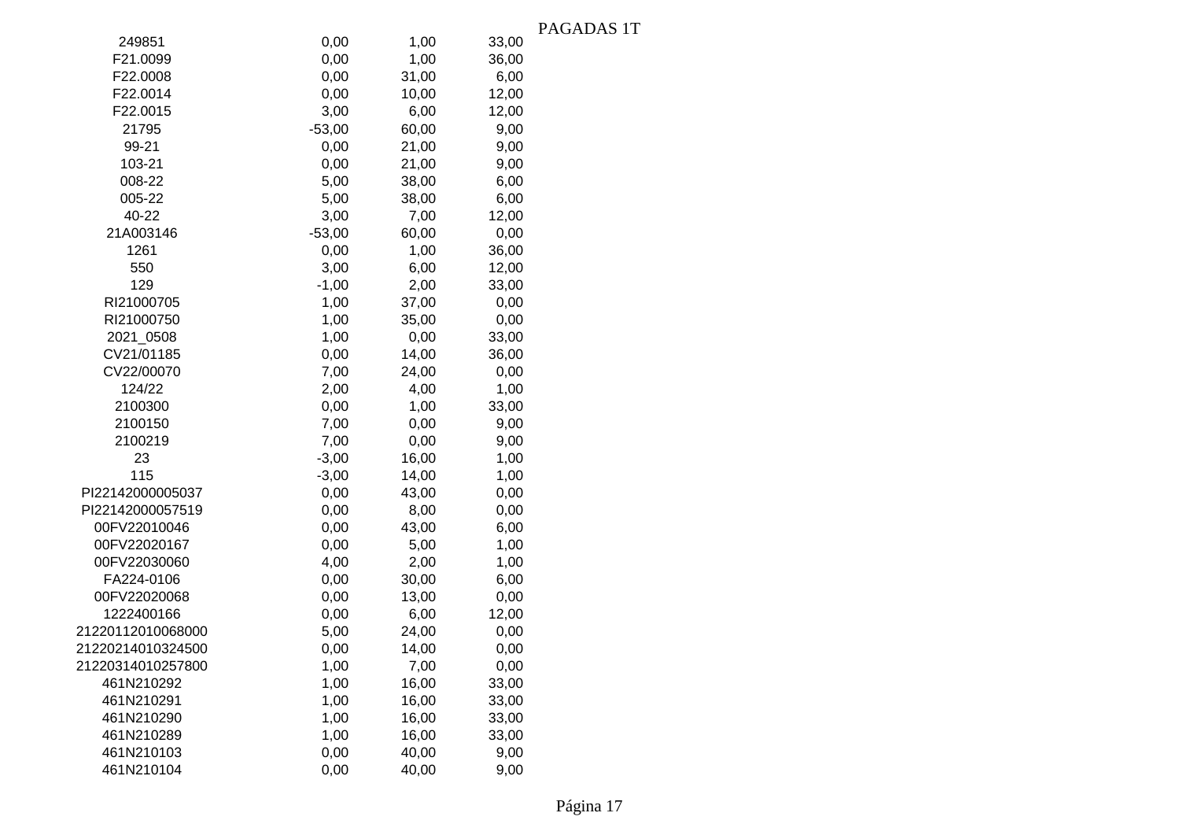PAGADAS 1T

| | | | |
|---|---|---|---|
| 249851 | 0,00 | 1,00 | 33,00 |
| F21.0099 | 0,00 | 1,00 | 36,00 |
| F22.0008 | 0,00 | 31,00 | 6,00 |
| F22.0014 | 0,00 | 10,00 | 12,00 |
| F22.0015 | 3,00 | 6,00 | 12,00 |
| 21795 | -53,00 | 60,00 | 9,00 |
| 99-21 | 0,00 | 21,00 | 9,00 |
| 103-21 | 0,00 | 21,00 | 9,00 |
| 008-22 | 5,00 | 38,00 | 6,00 |
| 005-22 | 5,00 | 38,00 | 6,00 |
| 40-22 | 3,00 | 7,00 | 12,00 |
| 21A003146 | -53,00 | 60,00 | 0,00 |
| 1261 | 0,00 | 1,00 | 36,00 |
| 550 | 3,00 | 6,00 | 12,00 |
| 129 | -1,00 | 2,00 | 33,00 |
| RI21000705 | 1,00 | 37,00 | 0,00 |
| RI21000750 | 1,00 | 35,00 | 0,00 |
| 2021_0508 | 1,00 | 0,00 | 33,00 |
| CV21/01185 | 0,00 | 14,00 | 36,00 |
| CV22/00070 | 7,00 | 24,00 | 0,00 |
| 124/22 | 2,00 | 4,00 | 1,00 |
| 2100300 | 0,00 | 1,00 | 33,00 |
| 2100150 | 7,00 | 0,00 | 9,00 |
| 2100219 | 7,00 | 0,00 | 9,00 |
| 23 | -3,00 | 16,00 | 1,00 |
| 115 | -3,00 | 14,00 | 1,00 |
| PI22142000005037 | 0,00 | 43,00 | 0,00 |
| PI22142000057519 | 0,00 | 8,00 | 0,00 |
| 00FV22010046 | 0,00 | 43,00 | 6,00 |
| 00FV22020167 | 0,00 | 5,00 | 1,00 |
| 00FV22030060 | 4,00 | 2,00 | 1,00 |
| FA224-0106 | 0,00 | 30,00 | 6,00 |
| 00FV22020068 | 0,00 | 13,00 | 0,00 |
| 1222400166 | 0,00 | 6,00 | 12,00 |
| 21220112010068000 | 5,00 | 24,00 | 0,00 |
| 21220214010324500 | 0,00 | 14,00 | 0,00 |
| 21220314010257800 | 1,00 | 7,00 | 0,00 |
| 461N210292 | 1,00 | 16,00 | 33,00 |
| 461N210291 | 1,00 | 16,00 | 33,00 |
| 461N210290 | 1,00 | 16,00 | 33,00 |
| 461N210289 | 1,00 | 16,00 | 33,00 |
| 461N210103 | 0,00 | 40,00 | 9,00 |
| 461N210104 | 0,00 | 40,00 | 9,00 |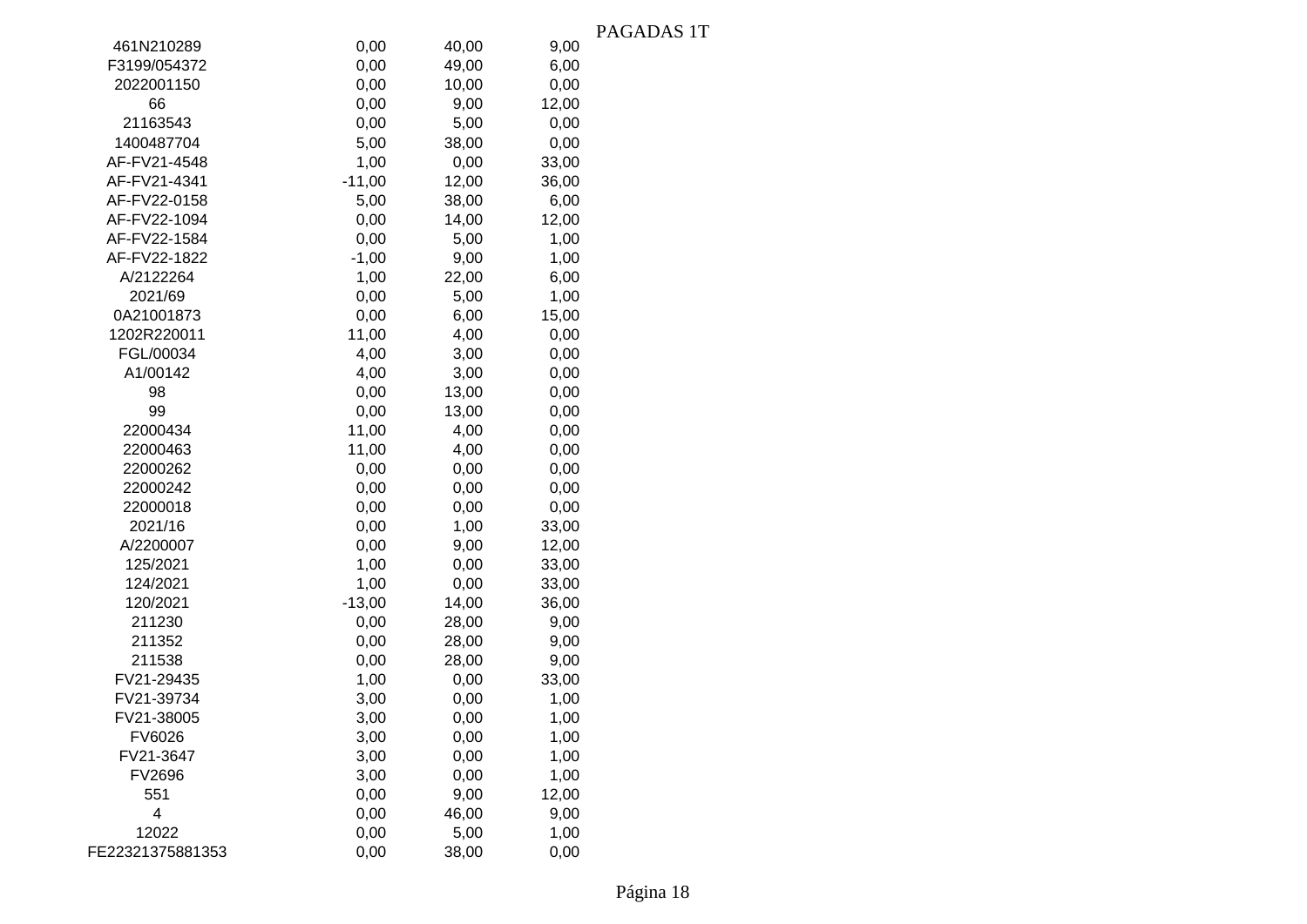PAGADAS 1T

| | | | |
|---|---|---|---|
| 461N210289 | 0,00 | 40,00 | 9,00 |
| F3199/054372 | 0,00 | 49,00 | 6,00 |
| 2022001150 | 0,00 | 10,00 | 0,00 |
| 66 | 0,00 | 9,00 | 12,00 |
| 21163543 | 0,00 | 5,00 | 0,00 |
| 1400487704 | 5,00 | 38,00 | 0,00 |
| AF-FV21-4548 | 1,00 | 0,00 | 33,00 |
| AF-FV21-4341 | -11,00 | 12,00 | 36,00 |
| AF-FV22-0158 | 5,00 | 38,00 | 6,00 |
| AF-FV22-1094 | 0,00 | 14,00 | 12,00 |
| AF-FV22-1584 | 0,00 | 5,00 | 1,00 |
| AF-FV22-1822 | -1,00 | 9,00 | 1,00 |
| A/2122264 | 1,00 | 22,00 | 6,00 |
| 2021/69 | 0,00 | 5,00 | 1,00 |
| 0A21001873 | 0,00 | 6,00 | 15,00 |
| 1202R220011 | 11,00 | 4,00 | 0,00 |
| FGL/00034 | 4,00 | 3,00 | 0,00 |
| A1/00142 | 4,00 | 3,00 | 0,00 |
| 98 | 0,00 | 13,00 | 0,00 |
| 99 | 0,00 | 13,00 | 0,00 |
| 22000434 | 11,00 | 4,00 | 0,00 |
| 22000463 | 11,00 | 4,00 | 0,00 |
| 22000262 | 0,00 | 0,00 | 0,00 |
| 22000242 | 0,00 | 0,00 | 0,00 |
| 22000018 | 0,00 | 0,00 | 0,00 |
| 2021/16 | 0,00 | 1,00 | 33,00 |
| A/2200007 | 0,00 | 9,00 | 12,00 |
| 125/2021 | 1,00 | 0,00 | 33,00 |
| 124/2021 | 1,00 | 0,00 | 33,00 |
| 120/2021 | -13,00 | 14,00 | 36,00 |
| 211230 | 0,00 | 28,00 | 9,00 |
| 211352 | 0,00 | 28,00 | 9,00 |
| 211538 | 0,00 | 28,00 | 9,00 |
| FV21-29435 | 1,00 | 0,00 | 33,00 |
| FV21-39734 | 3,00 | 0,00 | 1,00 |
| FV21-38005 | 3,00 | 0,00 | 1,00 |
| FV6026 | 3,00 | 0,00 | 1,00 |
| FV21-3647 | 3,00 | 0,00 | 1,00 |
| FV2696 | 3,00 | 0,00 | 1,00 |
| 551 | 0,00 | 9,00 | 12,00 |
| 4 | 0,00 | 46,00 | 9,00 |
| 12022 | 0,00 | 5,00 | 1,00 |
| FE22321375881353 | 0,00 | 38,00 | 0,00 |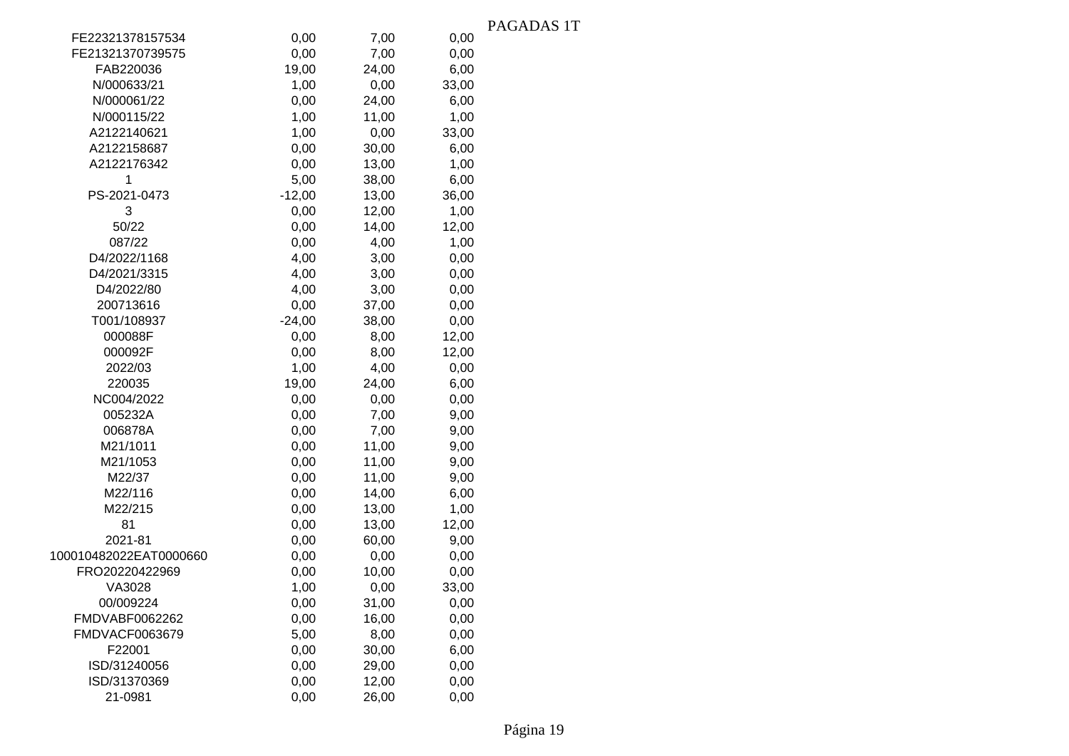PAGADAS 1T

| | | | |
|---|---|---|---|
| FE22321378157534 | 0,00 | 7,00 | 0,00 |
| FE21321370739575 | 0,00 | 7,00 | 0,00 |
| FAB220036 | 19,00 | 24,00 | 6,00 |
| N/000633/21 | 1,00 | 0,00 | 33,00 |
| N/000061/22 | 0,00 | 24,00 | 6,00 |
| N/000115/22 | 1,00 | 11,00 | 1,00 |
| A2122140621 | 1,00 | 0,00 | 33,00 |
| A2122158687 | 0,00 | 30,00 | 6,00 |
| A2122176342 | 0,00 | 13,00 | 1,00 |
| 1 | 5,00 | 38,00 | 6,00 |
| PS-2021-0473 | -12,00 | 13,00 | 36,00 |
| 3 | 0,00 | 12,00 | 1,00 |
| 50/22 | 0,00 | 14,00 | 12,00 |
| 087/22 | 0,00 | 4,00 | 1,00 |
| D4/2022/1168 | 4,00 | 3,00 | 0,00 |
| D4/2021/3315 | 4,00 | 3,00 | 0,00 |
| D4/2022/80 | 4,00 | 3,00 | 0,00 |
| 200713616 | 0,00 | 37,00 | 0,00 |
| T001/108937 | -24,00 | 38,00 | 0,00 |
| 000088F | 0,00 | 8,00 | 12,00 |
| 000092F | 0,00 | 8,00 | 12,00 |
| 2022/03 | 1,00 | 4,00 | 0,00 |
| 220035 | 19,00 | 24,00 | 6,00 |
| NC004/2022 | 0,00 | 0,00 | 0,00 |
| 005232A | 0,00 | 7,00 | 9,00 |
| 006878A | 0,00 | 7,00 | 9,00 |
| M21/1011 | 0,00 | 11,00 | 9,00 |
| M21/1053 | 0,00 | 11,00 | 9,00 |
| M22/37 | 0,00 | 11,00 | 9,00 |
| M22/116 | 0,00 | 14,00 | 6,00 |
| M22/215 | 0,00 | 13,00 | 1,00 |
| 81 | 0,00 | 13,00 | 12,00 |
| 2021-81 | 0,00 | 60,00 | 9,00 |
| 100010482022EAT0000660 | 0,00 | 0,00 | 0,00 |
| FRO20220422969 | 0,00 | 10,00 | 0,00 |
| VA3028 | 1,00 | 0,00 | 33,00 |
| 00/009224 | 0,00 | 31,00 | 0,00 |
| FMDVABF0062262 | 0,00 | 16,00 | 0,00 |
| FMDVACF0063679 | 5,00 | 8,00 | 0,00 |
| F22001 | 0,00 | 30,00 | 6,00 |
| ISD/31240056 | 0,00 | 29,00 | 0,00 |
| ISD/31370369 | 0,00 | 12,00 | 0,00 |
| 21-0981 | 0,00 | 26,00 | 0,00 |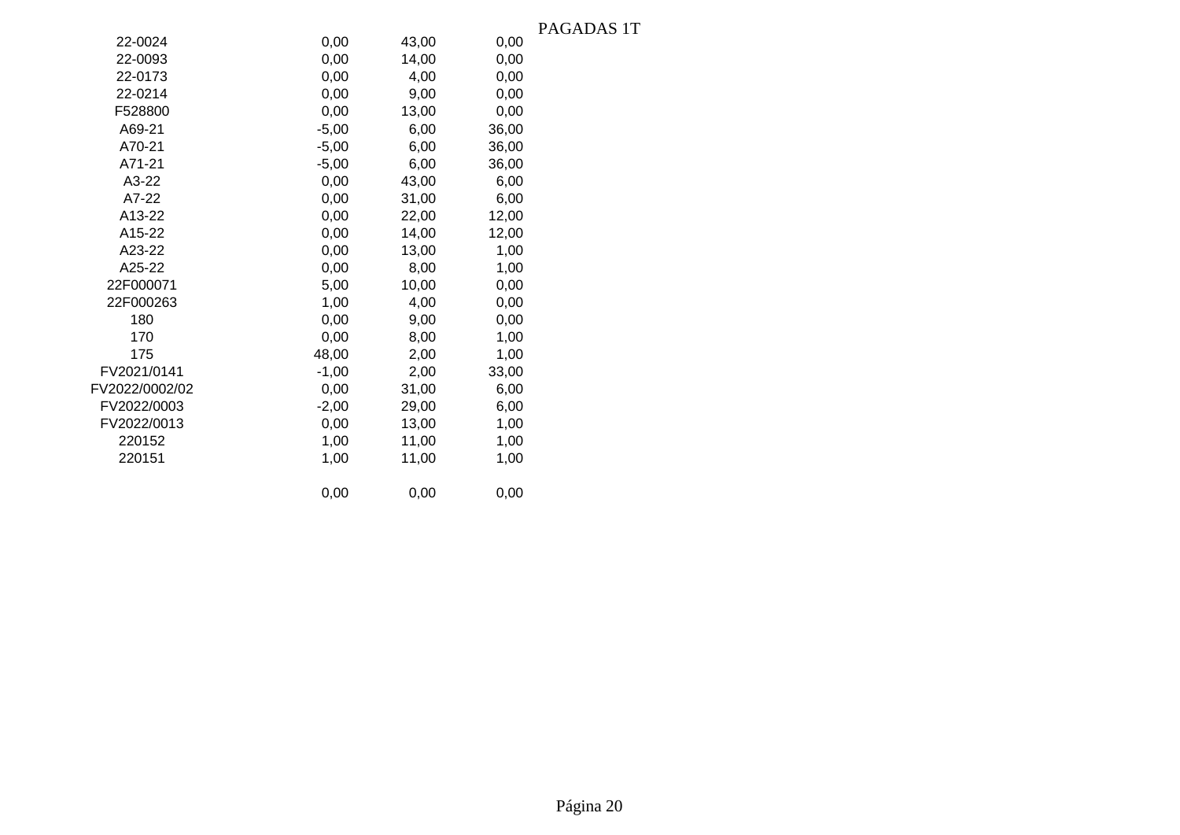PAGADAS 1T

| | | | |
|---|---|---|---|
| 22-0024 | 0,00 | 43,00 | 0,00 |
| 22-0093 | 0,00 | 14,00 | 0,00 |
| 22-0173 | 0,00 | 4,00 | 0,00 |
| 22-0214 | 0,00 | 9,00 | 0,00 |
| F528800 | 0,00 | 13,00 | 0,00 |
| A69-21 | -5,00 | 6,00 | 36,00 |
| A70-21 | -5,00 | 6,00 | 36,00 |
| A71-21 | -5,00 | 6,00 | 36,00 |
| A3-22 | 0,00 | 43,00 | 6,00 |
| A7-22 | 0,00 | 31,00 | 6,00 |
| A13-22 | 0,00 | 22,00 | 12,00 |
| A15-22 | 0,00 | 14,00 | 12,00 |
| A23-22 | 0,00 | 13,00 | 1,00 |
| A25-22 | 0,00 | 8,00 | 1,00 |
| 22F000071 | 5,00 | 10,00 | 0,00 |
| 22F000263 | 1,00 | 4,00 | 0,00 |
| 180 | 0,00 | 9,00 | 0,00 |
| 170 | 0,00 | 8,00 | 1,00 |
| 175 | 48,00 | 2,00 | 1,00 |
| FV2021/0141 | -1,00 | 2,00 | 33,00 |
| FV2022/0002/02 | 0,00 | 31,00 | 6,00 |
| FV2022/0003 | -2,00 | 29,00 | 6,00 |
| FV2022/0013 | 0,00 | 13,00 | 1,00 |
| 220152 | 1,00 | 11,00 | 1,00 |
| 220151 | 1,00 | 11,00 | 1,00 |
| | | | |
| | 0,00 | 0,00 | 0,00 |